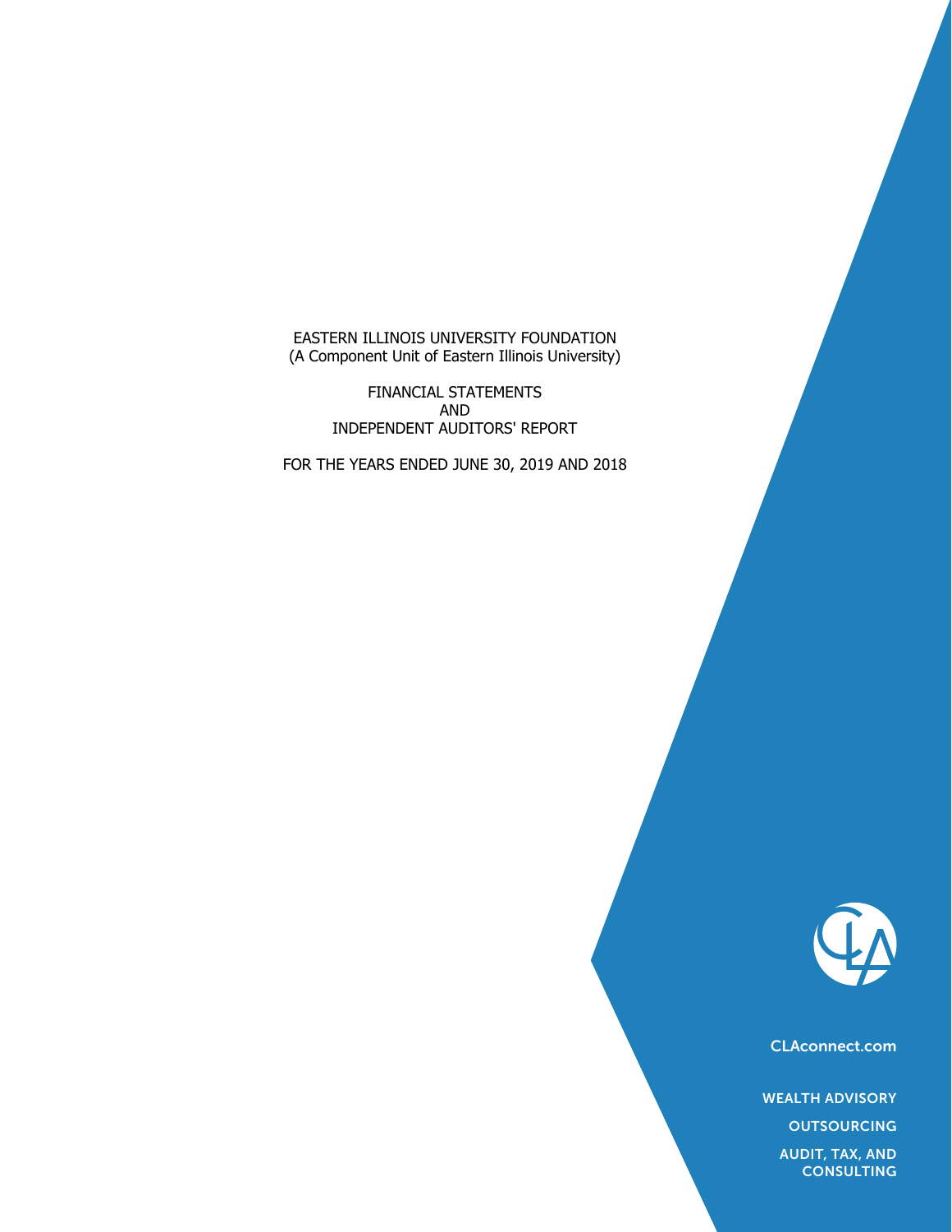EASTERN ILLINOIS UNIVERSITY FOUNDATION
(A Component Unit of Eastern Illinois University)

FINANCIAL STATEMENTS
AND
INDEPENDENT AUDITORS' REPORT

FOR THE YEARS ENDED JUNE 30, 2019 AND 2018

CLAconnect.com

WEALTH ADVISORY

OUTSOURCING

AUDIT, TAX, AND CONSULTING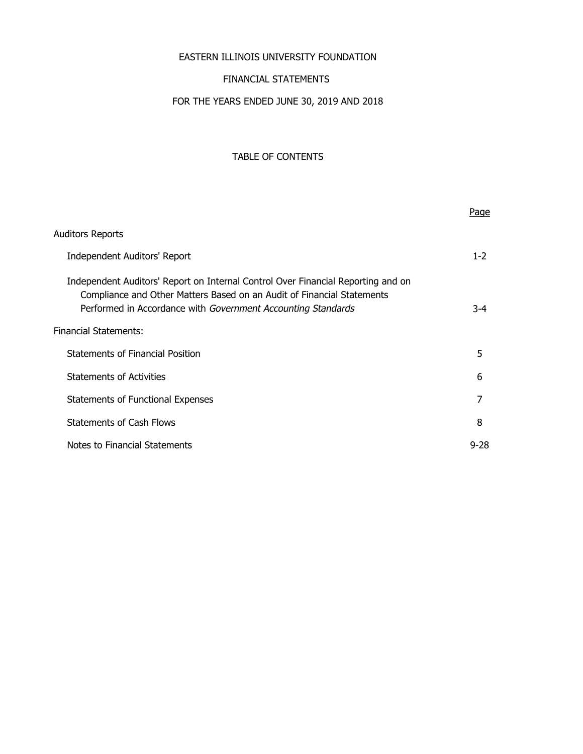# EASTERN ILLINOIS UNIVERSITY FOUNDATION

## FINANCIAL STATEMENTS

## FOR THE YEARS ENDED JUNE 30, 2019 AND 2018

### TABLE OF CONTENTS

| | Page |
|---|---|
| Auditors Reports | |
| Independent Auditors' Report | 1-2 |
| Independent Auditors' Report on Internal Control Over Financial Reporting and on Compliance and Other Matters Based on an Audit of Financial Statements Performed in Accordance with *Government Accounting Standards* | 3-4 |
| Financial Statements: | |
| Statements of Financial Position | 5 |
| Statements of Activities | 6 |
| Statements of Functional Expenses | 7 |
| Statements of Cash Flows | 8 |
| Notes to Financial Statements | 9-28 |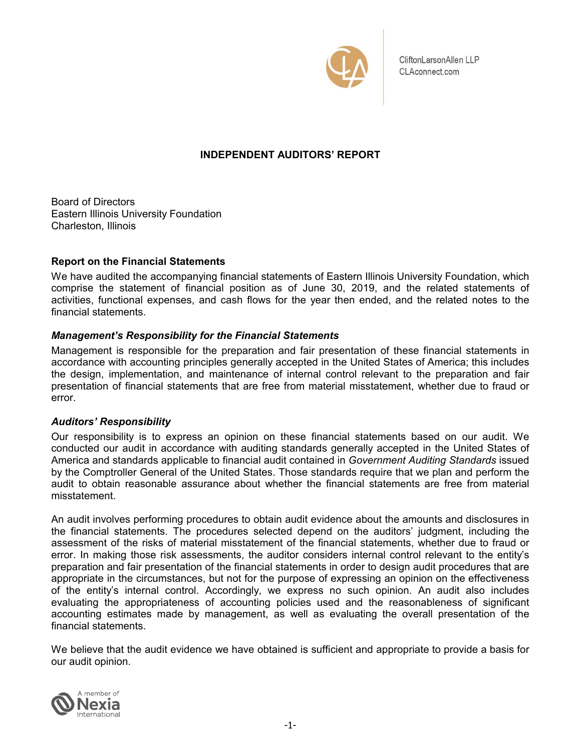CliftonLarsonAllen LLP
CLAconnect.com

# INDEPENDENT AUDITORS' REPORT

Board of Directors
Eastern Illinois University Foundation
Charleston, Illinois

## Report on the Financial Statements

We have audited the accompanying financial statements of Eastern Illinois University Foundation, which comprise the statement of financial position as of June 30, 2019, and the related statements of activities, functional expenses, and cash flows for the year then ended, and the related notes to the financial statements.

### *Management's Responsibility for the Financial Statements*

Management is responsible for the preparation and fair presentation of these financial statements in accordance with accounting principles generally accepted in the United States of America; this includes the design, implementation, and maintenance of internal control relevant to the preparation and fair presentation of financial statements that are free from material misstatement, whether due to fraud or error.

### *Auditors' Responsibility*

Our responsibility is to express an opinion on these financial statements based on our audit. We conducted our audit in accordance with auditing standards generally accepted in the United States of America and standards applicable to financial audit contained in *Government Auditing Standards* issued by the Comptroller General of the United States. Those standards require that we plan and perform the audit to obtain reasonable assurance about whether the financial statements are free from material misstatement.

An audit involves performing procedures to obtain audit evidence about the amounts and disclosures in the financial statements. The procedures selected depend on the auditors' judgment, including the assessment of the risks of material misstatement of the financial statements, whether due to fraud or error. In making those risk assessments, the auditor considers internal control relevant to the entity's preparation and fair presentation of the financial statements in order to design audit procedures that are appropriate in the circumstances, but not for the purpose of expressing an opinion on the effectiveness of the entity's internal control. Accordingly, we express no such opinion. An audit also includes evaluating the appropriateness of accounting policies used and the reasonableness of significant accounting estimates made by management, as well as evaluating the overall presentation of the financial statements.

We believe that the audit evidence we have obtained is sufficient and appropriate to provide a basis for our audit opinion.

A member of Nexia International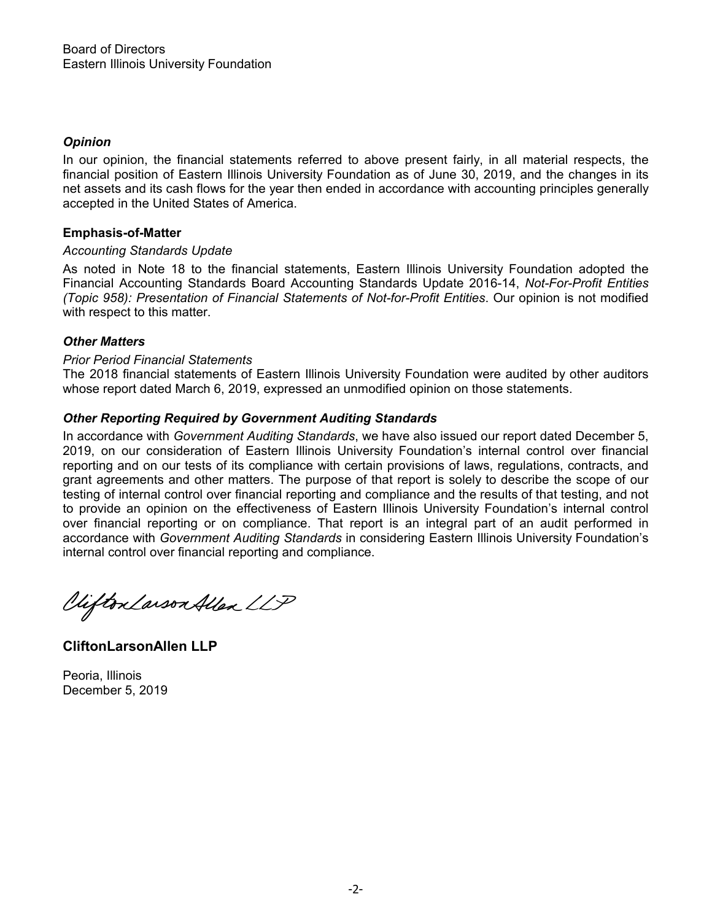Board of Directors
Eastern Illinois University Foundation

### *Opinion*

In our opinion, the financial statements referred to above present fairly, in all material respects, the financial position of Eastern Illinois University Foundation as of June 30, 2019, and the changes in its net assets and its cash flows for the year then ended in accordance with accounting principles generally accepted in the United States of America.

### Emphasis-of-Matter

*Accounting Standards Update*

As noted in Note 18 to the financial statements, Eastern Illinois University Foundation adopted the Financial Accounting Standards Board Accounting Standards Update 2016-14, *Not-For-Profit Entities (Topic 958): Presentation of Financial Statements of Not-for-Profit Entities*. Our opinion is not modified with respect to this matter.

### *Other Matters*

*Prior Period Financial Statements*

The 2018 financial statements of Eastern Illinois University Foundation were audited by other auditors whose report dated March 6, 2019, expressed an unmodified opinion on those statements.

### *Other Reporting Required by Government Auditing Standards*

In accordance with *Government Auditing Standards*, we have also issued our report dated December 5, 2019, on our consideration of Eastern Illinois University Foundation's internal control over financial reporting and on our tests of its compliance with certain provisions of laws, regulations, contracts, and grant agreements and other matters. The purpose of that report is solely to describe the scope of our testing of internal control over financial reporting and compliance and the results of that testing, and not to provide an opinion on the effectiveness of Eastern Illinois University Foundation's internal control over financial reporting or on compliance. That report is an integral part of an audit performed in accordance with *Government Auditing Standards* in considering Eastern Illinois University Foundation's internal control over financial reporting and compliance.

CliftonLarsonAllen LLP

**CliftonLarsonAllen LLP**

Peoria, Illinois
December 5, 2019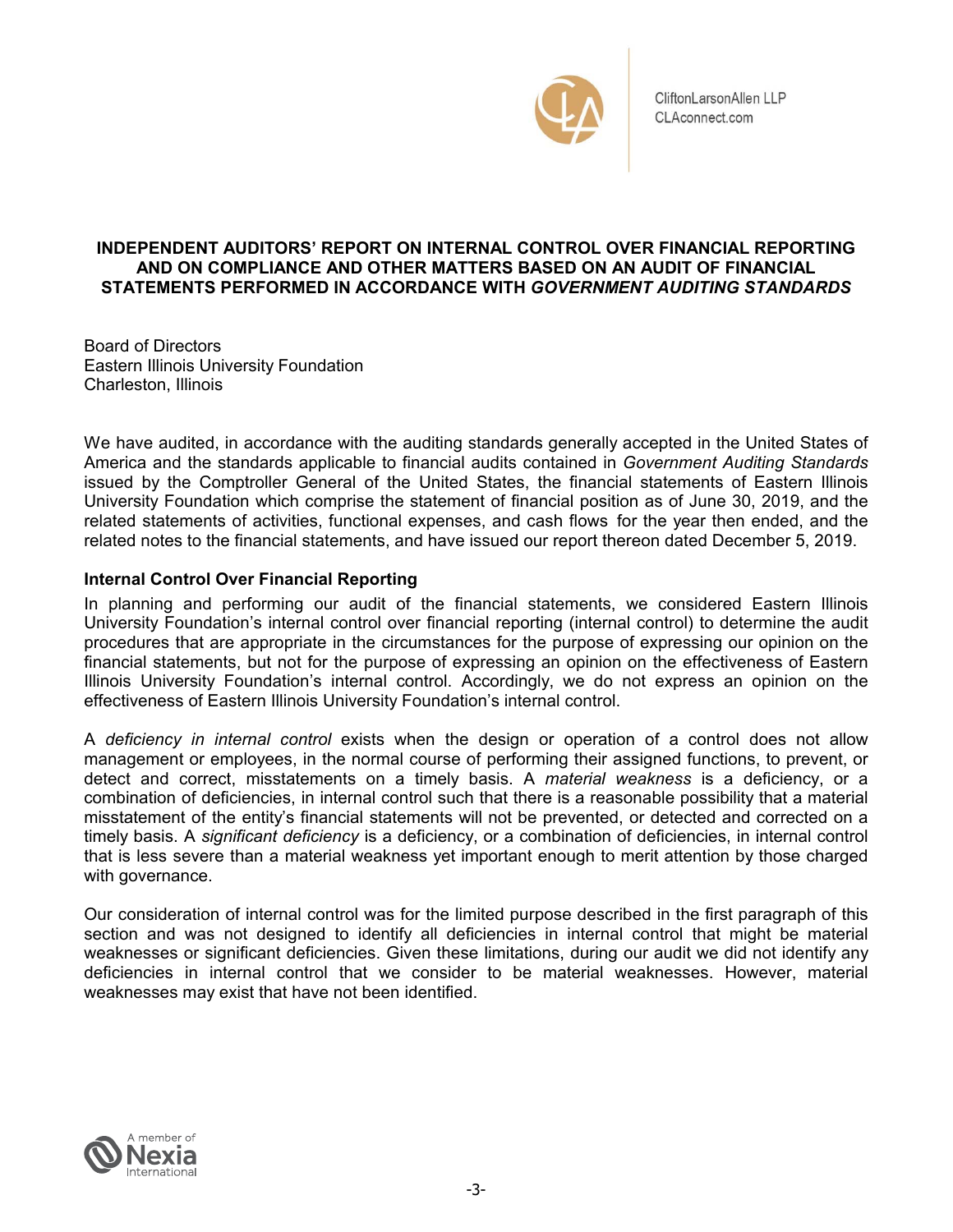CliftonLarsonAllen LLP
CLAconnect.com

# INDEPENDENT AUDITORS' REPORT ON INTERNAL CONTROL OVER FINANCIAL REPORTING AND ON COMPLIANCE AND OTHER MATTERS BASED ON AN AUDIT OF FINANCIAL STATEMENTS PERFORMED IN ACCORDANCE WITH *GOVERNMENT AUDITING STANDARDS*

Board of Directors
Eastern Illinois University Foundation
Charleston, Illinois

We have audited, in accordance with the auditing standards generally accepted in the United States of America and the standards applicable to financial audits contained in *Government Auditing Standards* issued by the Comptroller General of the United States, the financial statements of Eastern Illinois University Foundation which comprise the statement of financial position as of June 30, 2019, and the related statements of activities, functional expenses, and cash flows for the year then ended, and the related notes to the financial statements, and have issued our report thereon dated December 5, 2019.

## Internal Control Over Financial Reporting

In planning and performing our audit of the financial statements, we considered Eastern Illinois University Foundation's internal control over financial reporting (internal control) to determine the audit procedures that are appropriate in the circumstances for the purpose of expressing our opinion on the financial statements, but not for the purpose of expressing an opinion on the effectiveness of Eastern Illinois University Foundation's internal control. Accordingly, we do not express an opinion on the effectiveness of Eastern Illinois University Foundation's internal control.

A *deficiency in internal control* exists when the design or operation of a control does not allow management or employees, in the normal course of performing their assigned functions, to prevent, or detect and correct, misstatements on a timely basis. A *material weakness* is a deficiency, or a combination of deficiencies, in internal control such that there is a reasonable possibility that a material misstatement of the entity's financial statements will not be prevented, or detected and corrected on a timely basis. A *significant deficiency* is a deficiency, or a combination of deficiencies, in internal control that is less severe than a material weakness yet important enough to merit attention by those charged with governance.

Our consideration of internal control was for the limited purpose described in the first paragraph of this section and was not designed to identify all deficiencies in internal control that might be material weaknesses or significant deficiencies. Given these limitations, during our audit we did not identify any deficiencies in internal control that we consider to be material weaknesses. However, material weaknesses may exist that have not been identified.

A member of Nexia International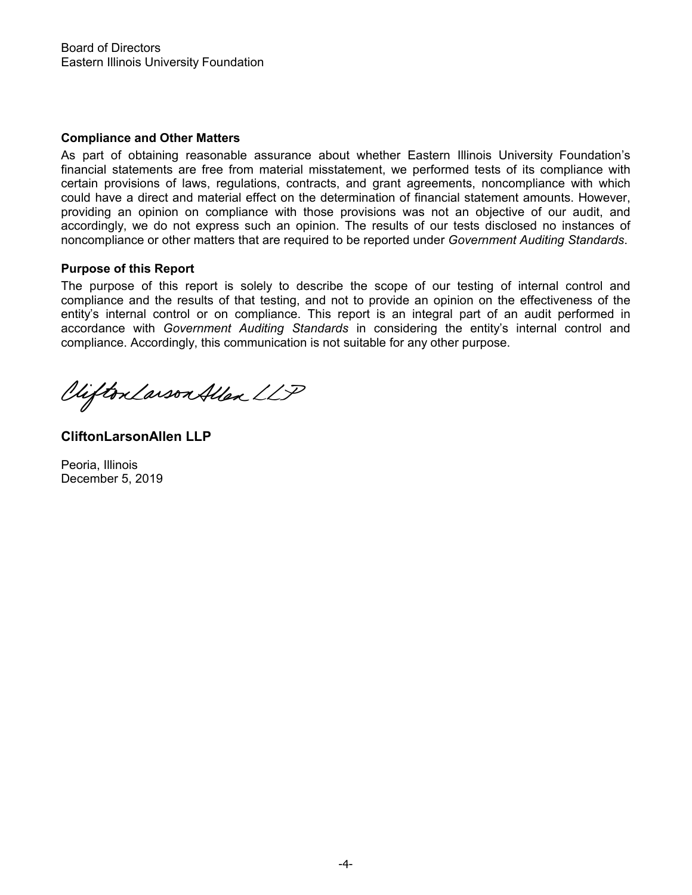Board of Directors
Eastern Illinois University Foundation

### Compliance and Other Matters

As part of obtaining reasonable assurance about whether Eastern Illinois University Foundation's financial statements are free from material misstatement, we performed tests of its compliance with certain provisions of laws, regulations, contracts, and grant agreements, noncompliance with which could have a direct and material effect on the determination of financial statement amounts. However, providing an opinion on compliance with those provisions was not an objective of our audit, and accordingly, we do not express such an opinion. The results of our tests disclosed no instances of noncompliance or other matters that are required to be reported under *Government Auditing Standards*.

### Purpose of this Report

The purpose of this report is solely to describe the scope of our testing of internal control and compliance and the results of that testing, and not to provide an opinion on the effectiveness of the entity's internal control or on compliance. This report is an integral part of an audit performed in accordance with *Government Auditing Standards* in considering the entity's internal control and compliance. Accordingly, this communication is not suitable for any other purpose.

CliftonLarsonAllen LLP

**CliftonLarsonAllen LLP**

Peoria, Illinois
December 5, 2019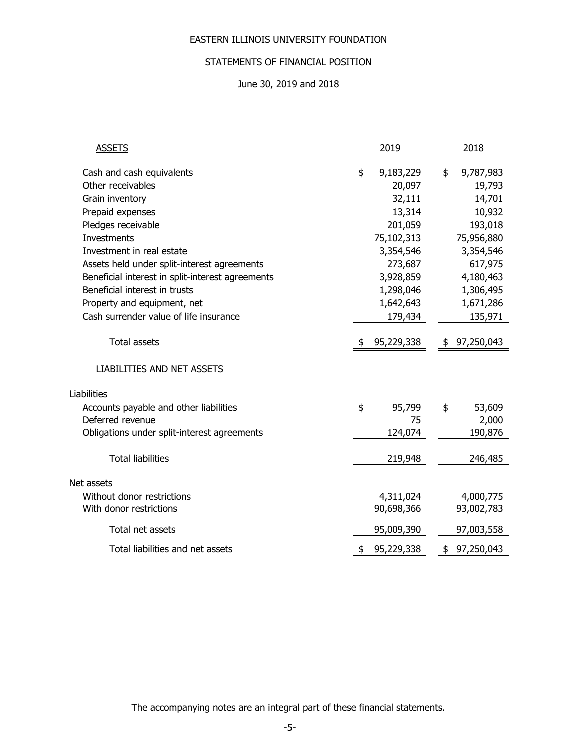# EASTERN ILLINOIS UNIVERSITY FOUNDATION

## STATEMENTS OF FINANCIAL POSITION

June 30, 2019 and 2018

| ASSETS | 2019 | 2018 |
|---|---|---|
| Cash and cash equivalents | $ 9,183,229 | $ 9,787,983 |
| Other receivables | 20,097 | 19,793 |
| Grain inventory | 32,111 | 14,701 |
| Prepaid expenses | 13,314 | 10,932 |
| Pledges receivable | 201,059 | 193,018 |
| Investments | 75,102,313 | 75,956,880 |
| Investment in real estate | 3,354,546 | 3,354,546 |
| Assets held under split-interest agreements | 273,687 | 617,975 |
| Beneficial interest in split-interest agreements | 3,928,859 | 4,180,463 |
| Beneficial interest in trusts | 1,298,046 | 1,306,495 |
| Property and equipment, net | 1,642,643 | 1,671,286 |
| Cash surrender value of life insurance | 179,434 | 135,971 |
| Total assets | $ 95,229,338 | $ 97,250,043 |
| **LIABILITIES AND NET ASSETS** | | |
| Liabilities | | |
| Accounts payable and other liabilities | $ 95,799 | $ 53,609 |
| Deferred revenue | 75 | 2,000 |
| Obligations under split-interest agreements | 124,074 | 190,876 |
| Total liabilities | 219,948 | 246,485 |
| Net assets | | |
| Without donor restrictions | 4,311,024 | 4,000,775 |
| With donor restrictions | 90,698,366 | 93,002,783 |
| Total net assets | 95,009,390 | 97,003,558 |
| Total liabilities and net assets | $ 95,229,338 | $ 97,250,043 |

The accompanying notes are an integral part of these financial statements.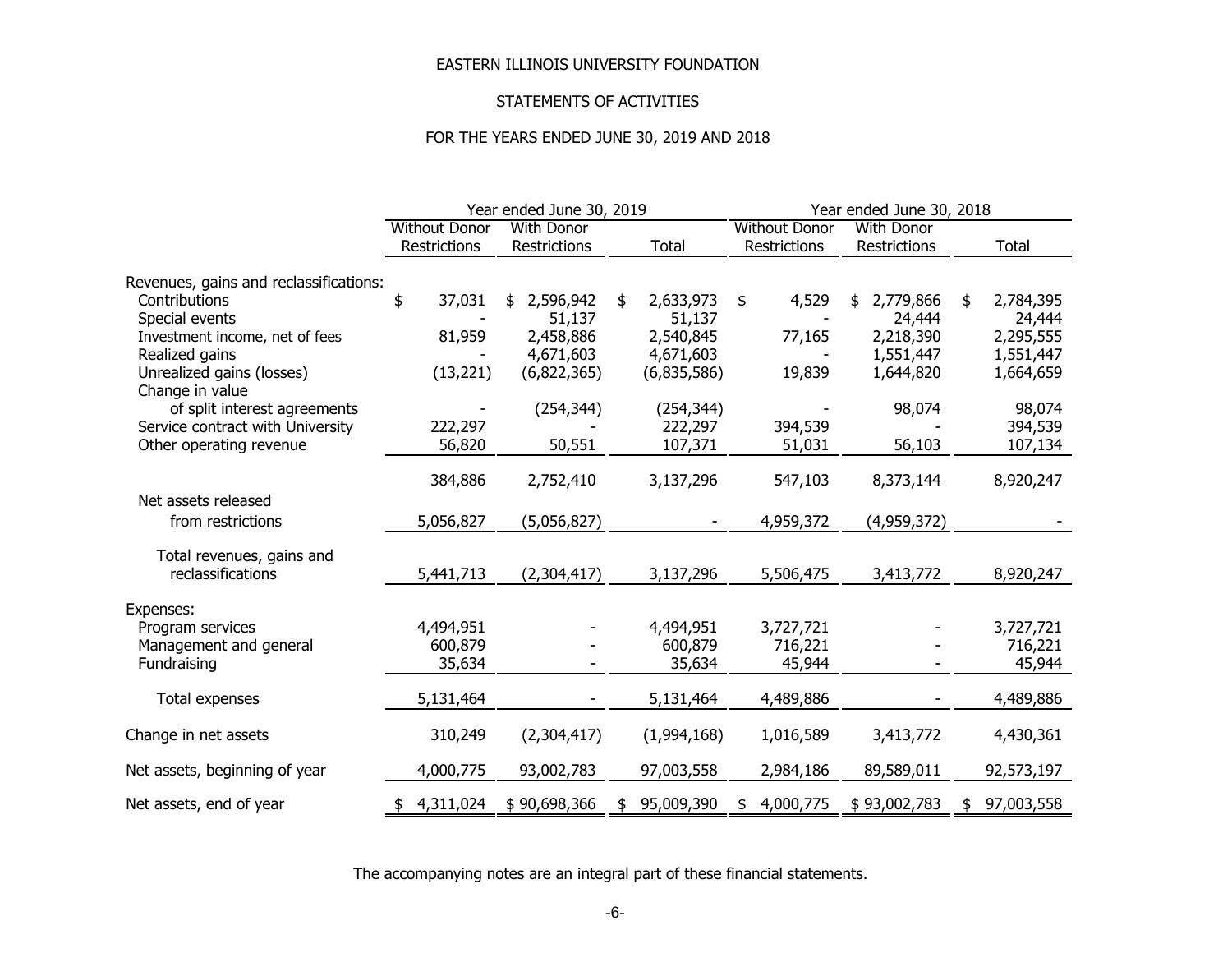# EASTERN ILLINOIS UNIVERSITY FOUNDATION

## STATEMENTS OF ACTIVITIES

### FOR THE YEARS ENDED JUNE 30, 2019 AND 2018

| | Year ended June 30, 2019 | | | Year ended June 30, 2018 | | |
|---|---|---|---|---|---|---|
| | Without Donor Restrictions | With Donor Restrictions | Total | Without Donor Restrictions | With Donor Restrictions | Total |
| Revenues, gains and reclassifications: | | | | | | |
| Contributions | $ 37,031 | $ 2,596,942 | $ 2,633,973 | $ 4,529 | $ 2,779,866 | $ 2,784,395 |
| Special events | - | 51,137 | 51,137 | - | 24,444 | 24,444 |
| Investment income, net of fees | 81,959 | 2,458,886 | 2,540,845 | 77,165 | 2,218,390 | 2,295,555 |
| Realized gains | - | 4,671,603 | 4,671,603 | - | 1,551,447 | 1,551,447 |
| Unrealized gains (losses) | (13,221) | (6,822,365) | (6,835,586) | 19,839 | 1,644,820 | 1,664,659 |
| Change in value of split interest agreements | - | (254,344) | (254,344) | - | 98,074 | 98,074 |
| Service contract with University | 222,297 | - | 222,297 | 394,539 | - | 394,539 |
| Other operating revenue | 56,820 | 50,551 | 107,371 | 51,031 | 56,103 | 107,134 |
| | 384,886 | 2,752,410 | 3,137,296 | 547,103 | 8,373,144 | 8,920,247 |
| Net assets released from restrictions | 5,056,827 | (5,056,827) | - | 4,959,372 | (4,959,372) | - |
| Total revenues, gains and reclassifications | 5,441,713 | (2,304,417) | 3,137,296 | 5,506,475 | 3,413,772 | 8,920,247 |
| Expenses: | | | | | | |
| Program services | 4,494,951 | - | 4,494,951 | 3,727,721 | - | 3,727,721 |
| Management and general | 600,879 | - | 600,879 | 716,221 | - | 716,221 |
| Fundraising | 35,634 | - | 35,634 | 45,944 | - | 45,944 |
| Total expenses | 5,131,464 | - | 5,131,464 | 4,489,886 | - | 4,489,886 |
| Change in net assets | 310,249 | (2,304,417) | (1,994,168) | 1,016,589 | 3,413,772 | 4,430,361 |
| Net assets, beginning of year | 4,000,775 | 93,002,783 | 97,003,558 | 2,984,186 | 89,589,011 | 92,573,197 |
| Net assets, end of year | $ 4,311,024 | $ 90,698,366 | $ 95,009,390 | $ 4,000,775 | $ 93,002,783 | $ 97,003,558 |

The accompanying notes are an integral part of these financial statements.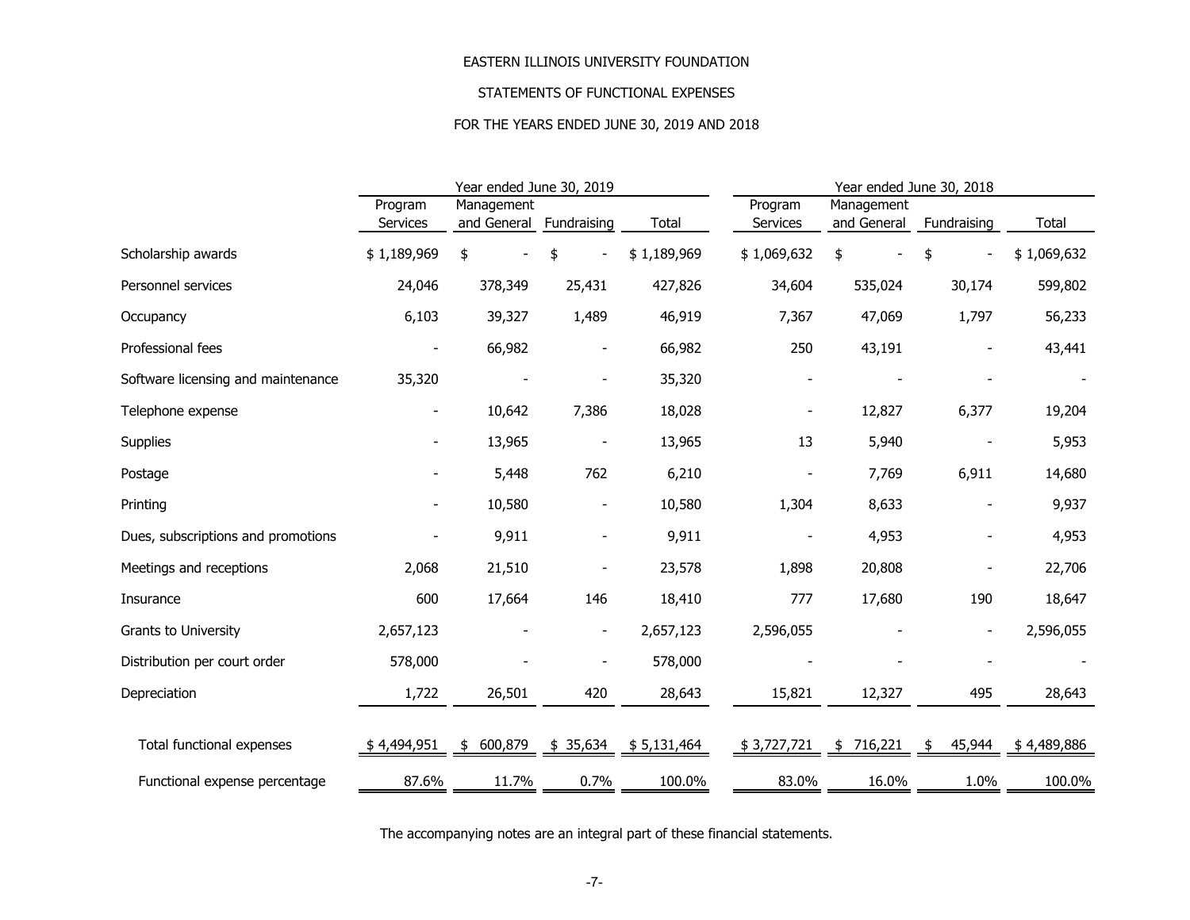EASTERN ILLINOIS UNIVERSITY FOUNDATION

STATEMENTS OF FUNCTIONAL EXPENSES

FOR THE YEARS ENDED JUNE 30, 2019 AND 2018

| | Year ended June 30, 2019 | | | | Year ended June 30, 2018 | | | |
|---|---|---|---|---|---|---|---|---|
| | Program Services | Management and General | Fundraising | Total | Program Services | Management and General | Fundraising | Total |
| Scholarship awards | $ 1,189,969 | $ - | $ - | $ 1,189,969 | $ 1,069,632 | $ - | $ - | $ 1,069,632 |
| Personnel services | 24,046 | 378,349 | 25,431 | 427,826 | 34,604 | 535,024 | 30,174 | 599,802 |
| Occupancy | 6,103 | 39,327 | 1,489 | 46,919 | 7,367 | 47,069 | 1,797 | 56,233 |
| Professional fees | - | 66,982 | - | 66,982 | 250 | 43,191 | - | 43,441 |
| Software licensing and maintenance | 35,320 | - | - | 35,320 | - | - | - | - |
| Telephone expense | - | 10,642 | 7,386 | 18,028 | - | 12,827 | 6,377 | 19,204 |
| Supplies | - | 13,965 | - | 13,965 | 13 | 5,940 | - | 5,953 |
| Postage | - | 5,448 | 762 | 6,210 | - | 7,769 | 6,911 | 14,680 |
| Printing | - | 10,580 | - | 10,580 | 1,304 | 8,633 | - | 9,937 |
| Dues, subscriptions and promotions | - | 9,911 | - | 9,911 | - | 4,953 | - | 4,953 |
| Meetings and receptions | 2,068 | 21,510 | - | 23,578 | 1,898 | 20,808 | - | 22,706 |
| Insurance | 600 | 17,664 | 146 | 18,410 | 777 | 17,680 | 190 | 18,647 |
| Grants to University | 2,657,123 | - | - | 2,657,123 | 2,596,055 | - | - | 2,596,055 |
| Distribution per court order | 578,000 | - | - | 578,000 | - | - | - | - |
| Depreciation | 1,722 | 26,501 | 420 | 28,643 | 15,821 | 12,327 | 495 | 28,643 |
| Total functional expenses | $ 4,494,951 | $ 600,879 | $ 35,634 | $ 5,131,464 | $ 3,727,721 | $ 716,221 | $ 45,944 | $ 4,489,886 |
| Functional expense percentage | 87.6% | 11.7% | 0.7% | 100.0% | 83.0% | 16.0% | 1.0% | 100.0% |

The accompanying notes are an integral part of these financial statements.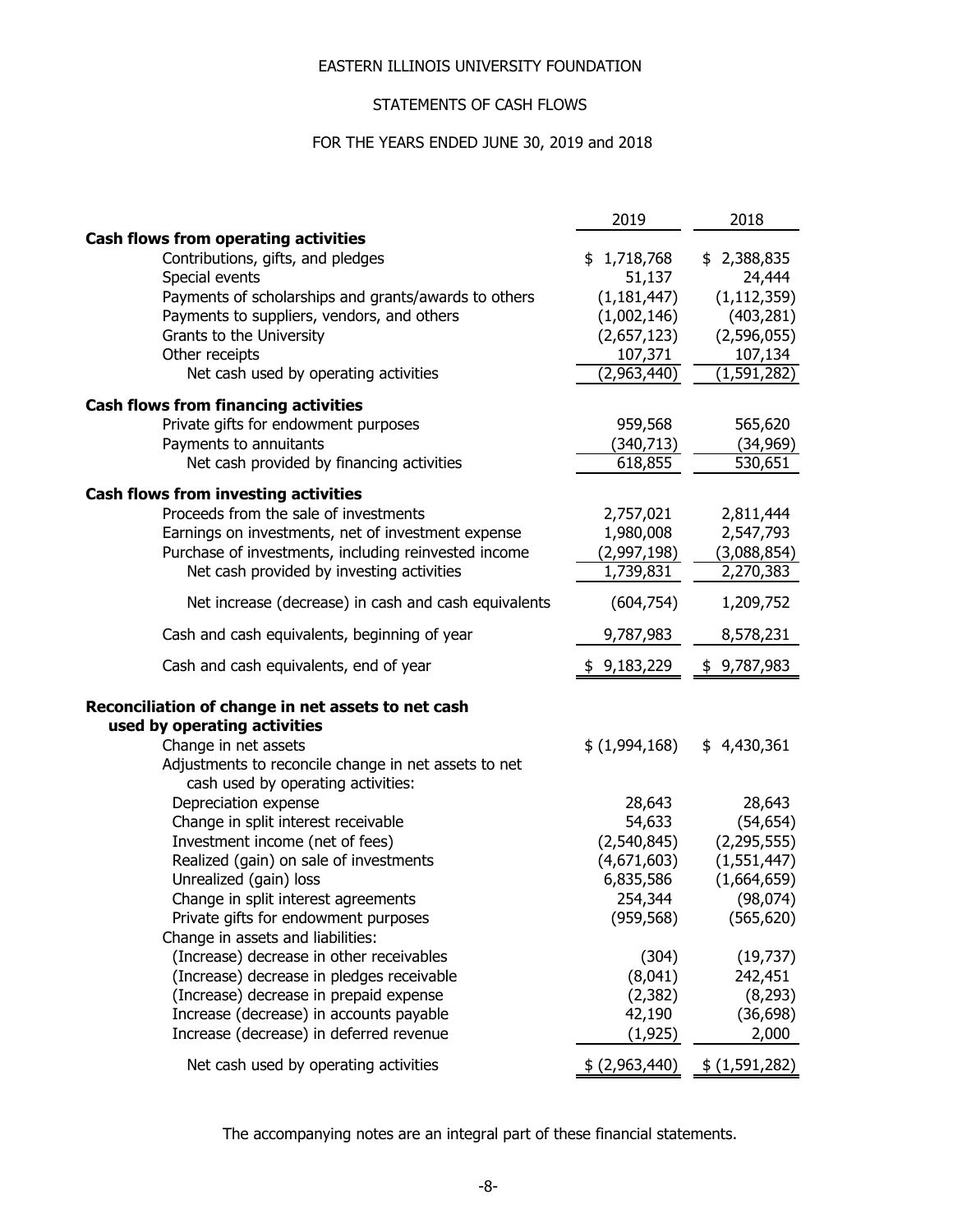EASTERN ILLINOIS UNIVERSITY FOUNDATION

STATEMENTS OF CASH FLOWS

FOR THE YEARS ENDED JUNE 30, 2019 and 2018

| | 2019 | 2018 |
|---|---|---|
| **Cash flows from operating activities** | | |
| Contributions, gifts, and pledges | $ 1,718,768 | $ 2,388,835 |
| Special events | 51,137 | 24,444 |
| Payments of scholarships and grants/awards to others | (1,181,447) | (1,112,359) |
| Payments to suppliers, vendors, and others | (1,002,146) | (403,281) |
| Grants to the University | (2,657,123) | (2,596,055) |
| Other receipts | 107,371 | 107,134 |
| Net cash used by operating activities | (2,963,440) | (1,591,282) |
| **Cash flows from financing activities** | | |
| Private gifts for endowment purposes | 959,568 | 565,620 |
| Payments to annuitants | (340,713) | (34,969) |
| Net cash provided by financing activities | 618,855 | 530,651 |
| **Cash flows from investing activities** | | |
| Proceeds from the sale of investments | 2,757,021 | 2,811,444 |
| Earnings on investments, net of investment expense | 1,980,008 | 2,547,793 |
| Purchase of investments, including reinvested income | (2,997,198) | (3,088,854) |
| Net cash provided by investing activities | 1,739,831 | 2,270,383 |
| Net increase (decrease) in cash and cash equivalents | (604,754) | 1,209,752 |
| Cash and cash equivalents, beginning of year | 9,787,983 | 8,578,231 |
| Cash and cash equivalents, end of year | $ 9,183,229 | $ 9,787,983 |
| **Reconciliation of change in net assets to net cash used by operating activities** | | |
| Change in net assets | $ (1,994,168) | $ 4,430,361 |
| Adjustments to reconcile change in net assets to net cash used by operating activities: | | |
| Depreciation expense | 28,643 | 28,643 |
| Change in split interest receivable | 54,633 | (54,654) |
| Investment income (net of fees) | (2,540,845) | (2,295,555) |
| Realized (gain) on sale of investments | (4,671,603) | (1,551,447) |
| Unrealized (gain) loss | 6,835,586 | (1,664,659) |
| Change in split interest agreements | 254,344 | (98,074) |
| Private gifts for endowment purposes | (959,568) | (565,620) |
| Change in assets and liabilities: | | |
| (Increase) decrease in other receivables | (304) | (19,737) |
| (Increase) decrease in pledges receivable | (8,041) | 242,451 |
| (Increase) decrease in prepaid expense | (2,382) | (8,293) |
| Increase (decrease) in accounts payable | 42,190 | (36,698) |
| Increase (decrease) in deferred revenue | (1,925) | 2,000 |
| Net cash used by operating activities | $ (2,963,440) | $ (1,591,282) |

The accompanying notes are an integral part of these financial statements.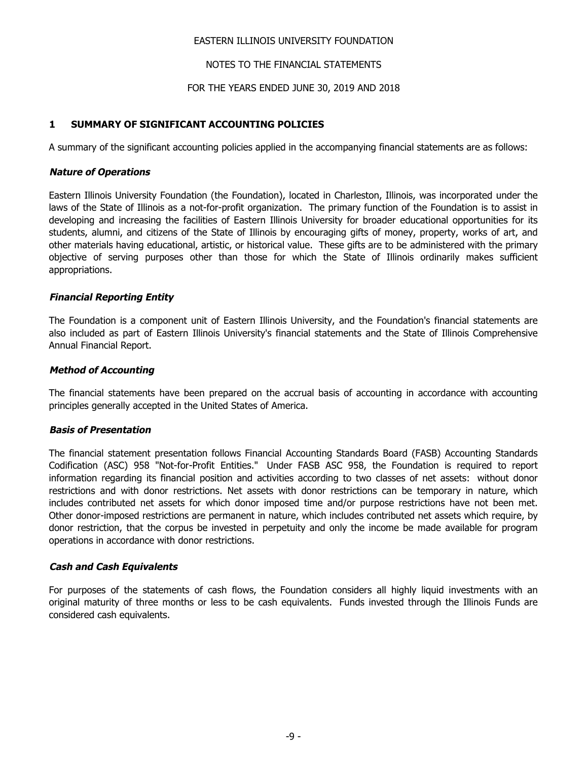EASTERN ILLINOIS UNIVERSITY FOUNDATION

NOTES TO THE FINANCIAL STATEMENTS

FOR THE YEARS ENDED JUNE 30, 2019 AND 2018

## 1 SUMMARY OF SIGNIFICANT ACCOUNTING POLICIES

A summary of the significant accounting policies applied in the accompanying financial statements are as follows:

### *Nature of Operations*

Eastern Illinois University Foundation (the Foundation), located in Charleston, Illinois, was incorporated under the laws of the State of Illinois as a not-for-profit organization. The primary function of the Foundation is to assist in developing and increasing the facilities of Eastern Illinois University for broader educational opportunities for its students, alumni, and citizens of the State of Illinois by encouraging gifts of money, property, works of art, and other materials having educational, artistic, or historical value. These gifts are to be administered with the primary objective of serving purposes other than those for which the State of Illinois ordinarily makes sufficient appropriations.

### *Financial Reporting Entity*

The Foundation is a component unit of Eastern Illinois University, and the Foundation's financial statements are also included as part of Eastern Illinois University's financial statements and the State of Illinois Comprehensive Annual Financial Report.

### *Method of Accounting*

The financial statements have been prepared on the accrual basis of accounting in accordance with accounting principles generally accepted in the United States of America.

### *Basis of Presentation*

The financial statement presentation follows Financial Accounting Standards Board (FASB) Accounting Standards Codification (ASC) 958 "Not-for-Profit Entities." Under FASB ASC 958, the Foundation is required to report information regarding its financial position and activities according to two classes of net assets: without donor restrictions and with donor restrictions. Net assets with donor restrictions can be temporary in nature, which includes contributed net assets for which donor imposed time and/or purpose restrictions have not been met. Other donor-imposed restrictions are permanent in nature, which includes contributed net assets which require, by donor restriction, that the corpus be invested in perpetuity and only the income be made available for program operations in accordance with donor restrictions.

### *Cash and Cash Equivalents*

For purposes of the statements of cash flows, the Foundation considers all highly liquid investments with an original maturity of three months or less to be cash equivalents. Funds invested through the Illinois Funds are considered cash equivalents.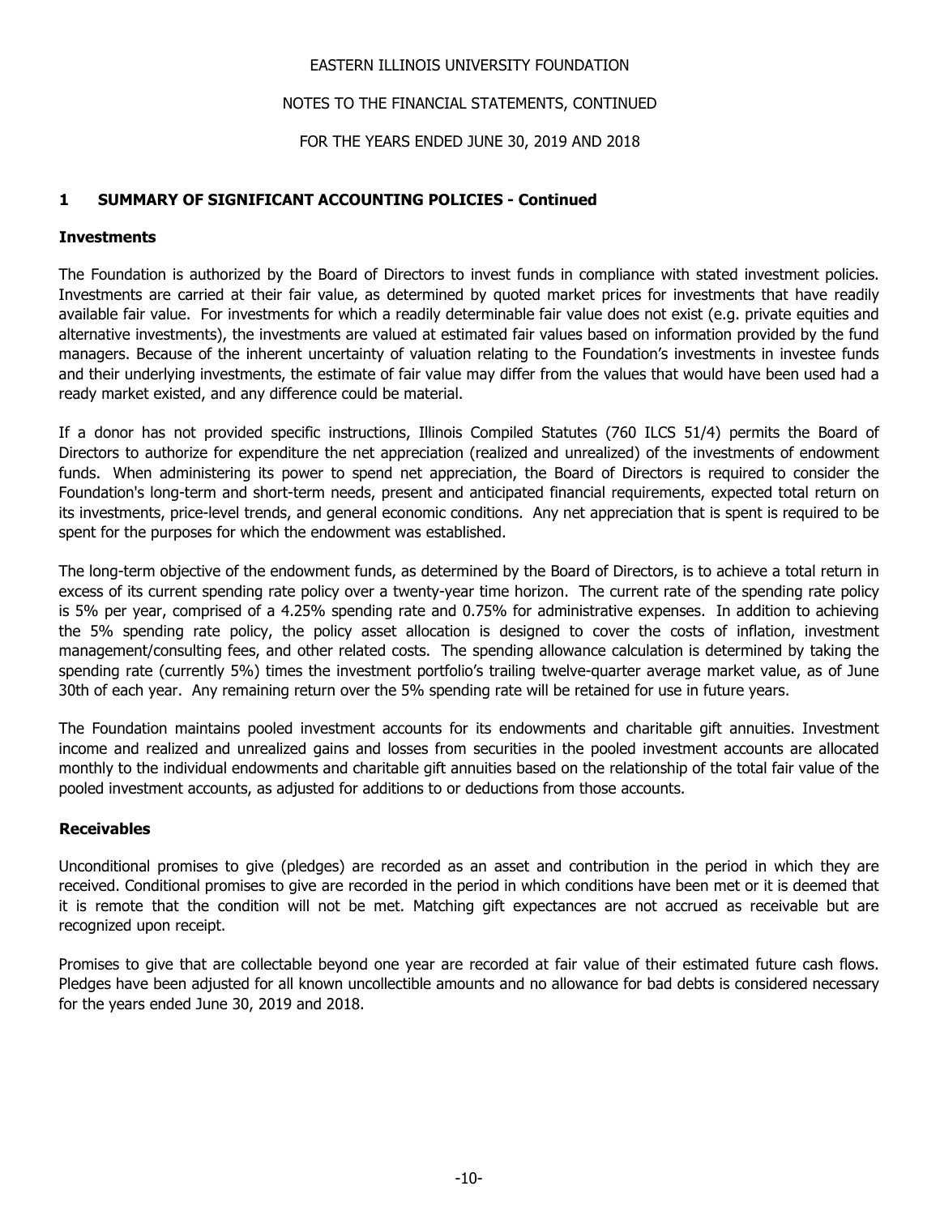## 1 SUMMARY OF SIGNIFICANT ACCOUNTING POLICIES - Continued

### Investments

The Foundation is authorized by the Board of Directors to invest funds in compliance with stated investment policies. Investments are carried at their fair value, as determined by quoted market prices for investments that have readily available fair value. For investments for which a readily determinable fair value does not exist (e.g. private equities and alternative investments), the investments are valued at estimated fair values based on information provided by the fund managers. Because of the inherent uncertainty of valuation relating to the Foundation's investments in investee funds and their underlying investments, the estimate of fair value may differ from the values that would have been used had a ready market existed, and any difference could be material.

If a donor has not provided specific instructions, Illinois Compiled Statutes (760 ILCS 51/4) permits the Board of Directors to authorize for expenditure the net appreciation (realized and unrealized) of the investments of endowment funds. When administering its power to spend net appreciation, the Board of Directors is required to consider the Foundation's long-term and short-term needs, present and anticipated financial requirements, expected total return on its investments, price-level trends, and general economic conditions. Any net appreciation that is spent is required to be spent for the purposes for which the endowment was established.

The long-term objective of the endowment funds, as determined by the Board of Directors, is to achieve a total return in excess of its current spending rate policy over a twenty-year time horizon. The current rate of the spending rate policy is 5% per year, comprised of a 4.25% spending rate and 0.75% for administrative expenses. In addition to achieving the 5% spending rate policy, the policy asset allocation is designed to cover the costs of inflation, investment management/consulting fees, and other related costs. The spending allowance calculation is determined by taking the spending rate (currently 5%) times the investment portfolio's trailing twelve-quarter average market value, as of June 30th of each year. Any remaining return over the 5% spending rate will be retained for use in future years.

The Foundation maintains pooled investment accounts for its endowments and charitable gift annuities. Investment income and realized and unrealized gains and losses from securities in the pooled investment accounts are allocated monthly to the individual endowments and charitable gift annuities based on the relationship of the total fair value of the pooled investment accounts, as adjusted for additions to or deductions from those accounts.

### Receivables

Unconditional promises to give (pledges) are recorded as an asset and contribution in the period in which they are received. Conditional promises to give are recorded in the period in which conditions have been met or it is deemed that it is remote that the condition will not be met. Matching gift expectances are not accrued as receivable but are recognized upon receipt.

Promises to give that are collectable beyond one year are recorded at fair value of their estimated future cash flows. Pledges have been adjusted for all known uncollectible amounts and no allowance for bad debts is considered necessary for the years ended June 30, 2019 and 2018.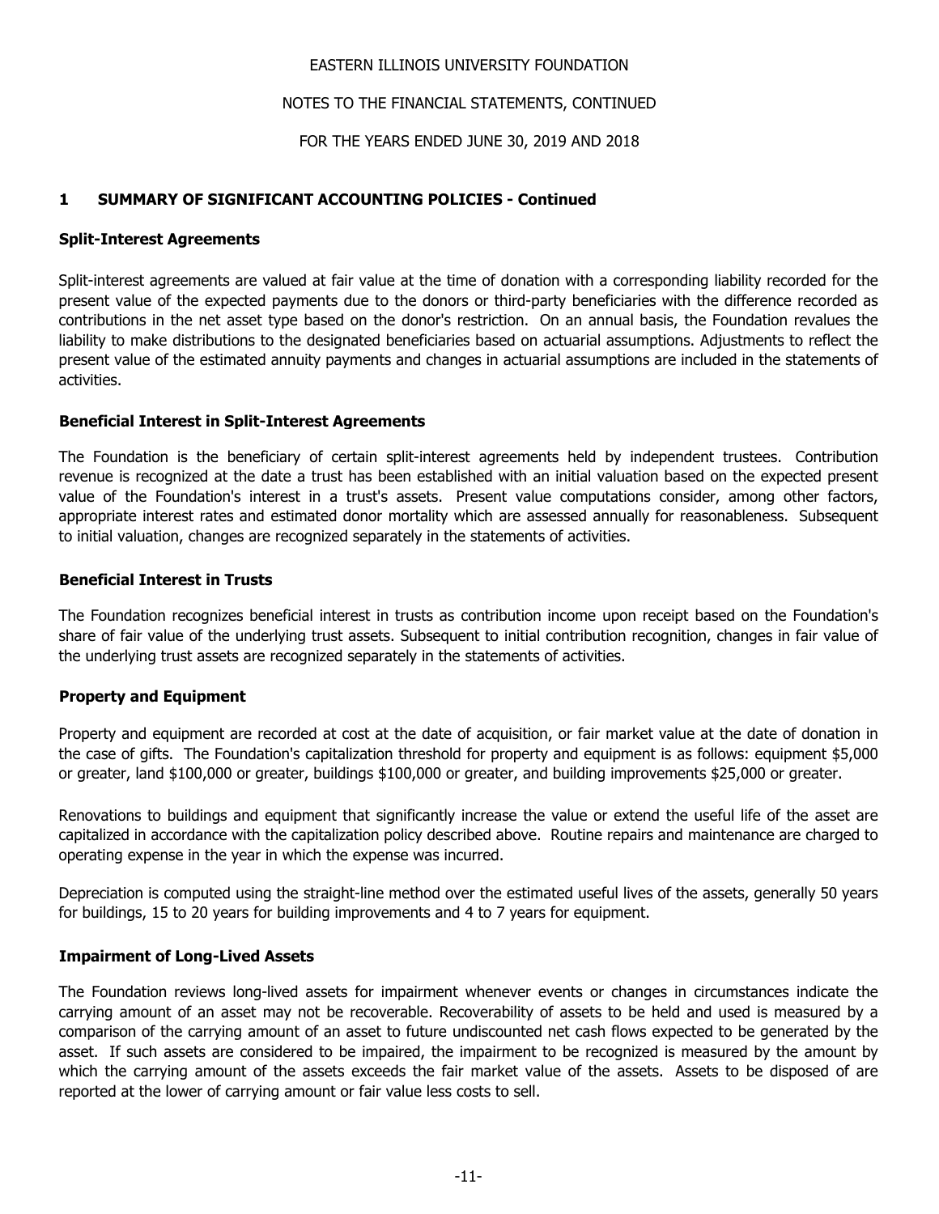EASTERN ILLINOIS UNIVERSITY FOUNDATION

NOTES TO THE FINANCIAL STATEMENTS, CONTINUED

FOR THE YEARS ENDED JUNE 30, 2019 AND 2018

## 1 SUMMARY OF SIGNIFICANT ACCOUNTING POLICIES - Continued

### Split-Interest Agreements

Split-interest agreements are valued at fair value at the time of donation with a corresponding liability recorded for the present value of the expected payments due to the donors or third-party beneficiaries with the difference recorded as contributions in the net asset type based on the donor's restriction. On an annual basis, the Foundation revalues the liability to make distributions to the designated beneficiaries based on actuarial assumptions. Adjustments to reflect the present value of the estimated annuity payments and changes in actuarial assumptions are included in the statements of activities.

### Beneficial Interest in Split-Interest Agreements

The Foundation is the beneficiary of certain split-interest agreements held by independent trustees. Contribution revenue is recognized at the date a trust has been established with an initial valuation based on the expected present value of the Foundation's interest in a trust's assets. Present value computations consider, among other factors, appropriate interest rates and estimated donor mortality which are assessed annually for reasonableness. Subsequent to initial valuation, changes are recognized separately in the statements of activities.

### Beneficial Interest in Trusts

The Foundation recognizes beneficial interest in trusts as contribution income upon receipt based on the Foundation's share of fair value of the underlying trust assets. Subsequent to initial contribution recognition, changes in fair value of the underlying trust assets are recognized separately in the statements of activities.

### Property and Equipment

Property and equipment are recorded at cost at the date of acquisition, or fair market value at the date of donation in the case of gifts. The Foundation's capitalization threshold for property and equipment is as follows: equipment $5,000 or greater, land $100,000 or greater, buildings $100,000 or greater, and building improvements $25,000 or greater.

Renovations to buildings and equipment that significantly increase the value or extend the useful life of the asset are capitalized in accordance with the capitalization policy described above. Routine repairs and maintenance are charged to operating expense in the year in which the expense was incurred.

Depreciation is computed using the straight-line method over the estimated useful lives of the assets, generally 50 years for buildings, 15 to 20 years for building improvements and 4 to 7 years for equipment.

### Impairment of Long-Lived Assets

The Foundation reviews long-lived assets for impairment whenever events or changes in circumstances indicate the carrying amount of an asset may not be recoverable. Recoverability of assets to be held and used is measured by a comparison of the carrying amount of an asset to future undiscounted net cash flows expected to be generated by the asset. If such assets are considered to be impaired, the impairment to be recognized is measured by the amount by which the carrying amount of the assets exceeds the fair market value of the assets. Assets to be disposed of are reported at the lower of carrying amount or fair value less costs to sell.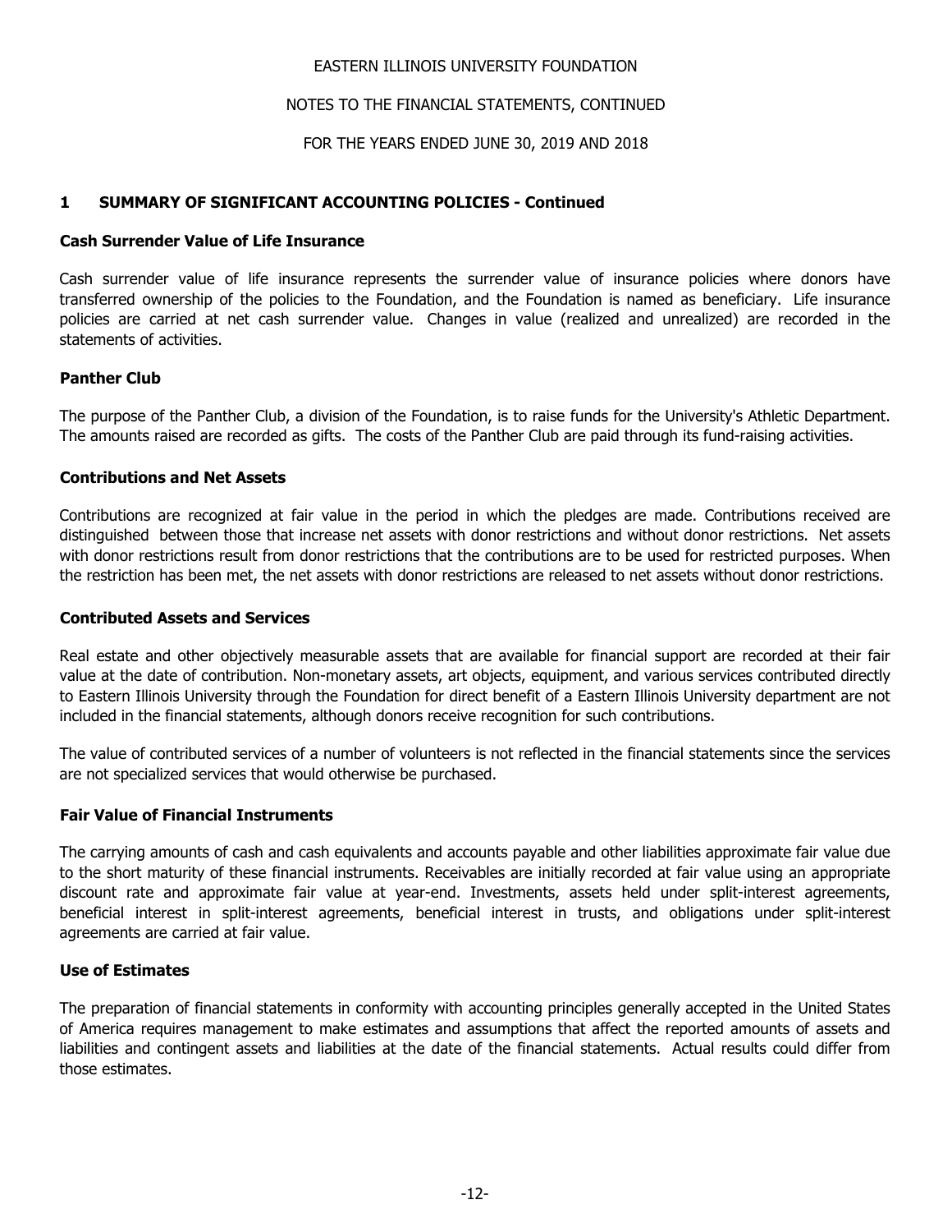## 1 SUMMARY OF SIGNIFICANT ACCOUNTING POLICIES - Continued

### Cash Surrender Value of Life Insurance

Cash surrender value of life insurance represents the surrender value of insurance policies where donors have transferred ownership of the policies to the Foundation, and the Foundation is named as beneficiary. Life insurance policies are carried at net cash surrender value. Changes in value (realized and unrealized) are recorded in the statements of activities.

### Panther Club

The purpose of the Panther Club, a division of the Foundation, is to raise funds for the University's Athletic Department. The amounts raised are recorded as gifts. The costs of the Panther Club are paid through its fund-raising activities.

### Contributions and Net Assets

Contributions are recognized at fair value in the period in which the pledges are made. Contributions received are distinguished between those that increase net assets with donor restrictions and without donor restrictions. Net assets with donor restrictions result from donor restrictions that the contributions are to be used for restricted purposes. When the restriction has been met, the net assets with donor restrictions are released to net assets without donor restrictions.

### Contributed Assets and Services

Real estate and other objectively measurable assets that are available for financial support are recorded at their fair value at the date of contribution. Non-monetary assets, art objects, equipment, and various services contributed directly to Eastern Illinois University through the Foundation for direct benefit of a Eastern Illinois University department are not included in the financial statements, although donors receive recognition for such contributions.

The value of contributed services of a number of volunteers is not reflected in the financial statements since the services are not specialized services that would otherwise be purchased.

### Fair Value of Financial Instruments

The carrying amounts of cash and cash equivalents and accounts payable and other liabilities approximate fair value due to the short maturity of these financial instruments. Receivables are initially recorded at fair value using an appropriate discount rate and approximate fair value at year-end. Investments, assets held under split-interest agreements, beneficial interest in split-interest agreements, beneficial interest in trusts, and obligations under split-interest agreements are carried at fair value.

### Use of Estimates

The preparation of financial statements in conformity with accounting principles generally accepted in the United States of America requires management to make estimates and assumptions that affect the reported amounts of assets and liabilities and contingent assets and liabilities at the date of the financial statements. Actual results could differ from those estimates.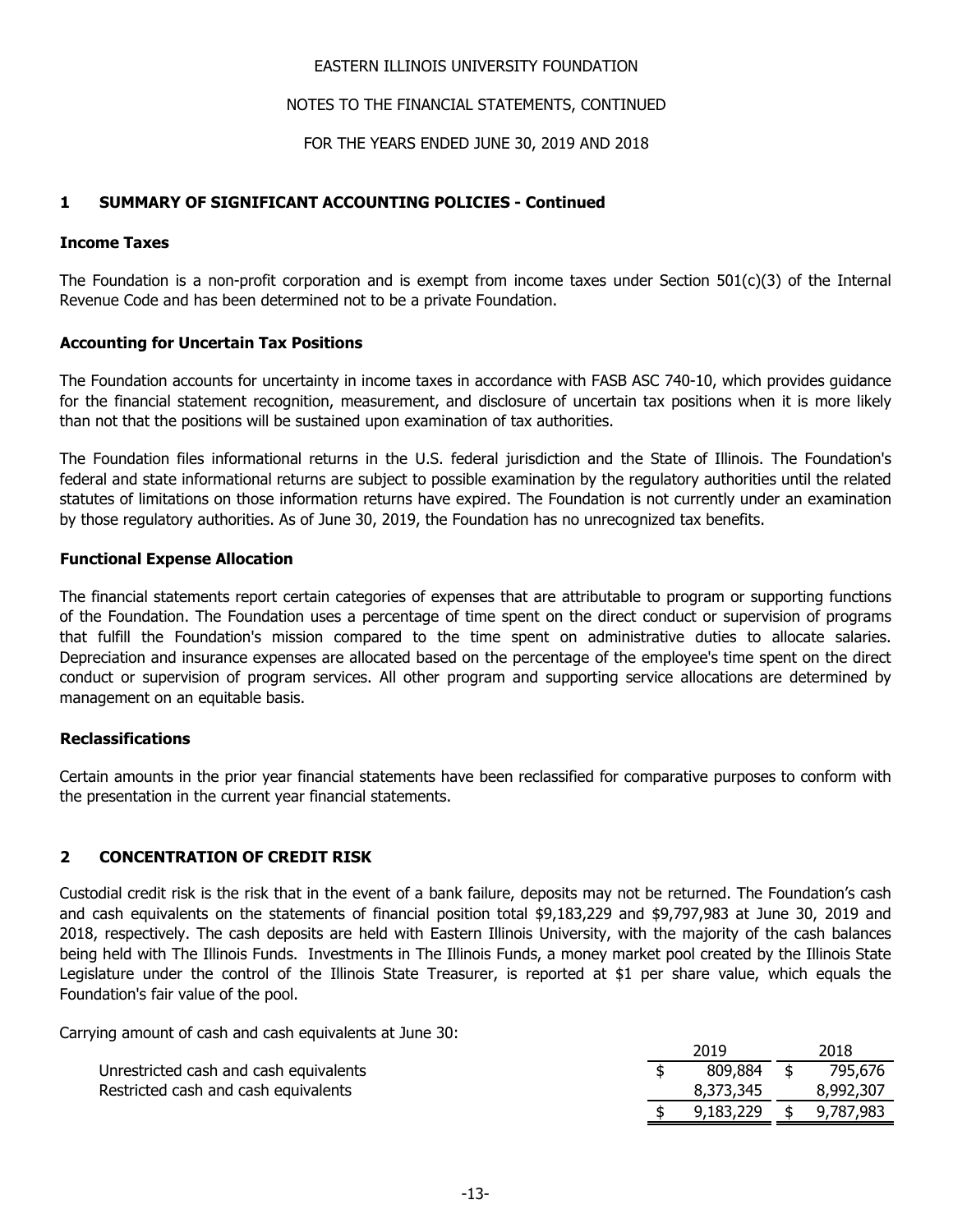EASTERN ILLINOIS UNIVERSITY FOUNDATION

NOTES TO THE FINANCIAL STATEMENTS, CONTINUED

FOR THE YEARS ENDED JUNE 30, 2019 AND 2018

## 1 SUMMARY OF SIGNIFICANT ACCOUNTING POLICIES - Continued

### Income Taxes

The Foundation is a non-profit corporation and is exempt from income taxes under Section 501(c)(3) of the Internal Revenue Code and has been determined not to be a private Foundation.

### Accounting for Uncertain Tax Positions

The Foundation accounts for uncertainty in income taxes in accordance with FASB ASC 740-10, which provides guidance for the financial statement recognition, measurement, and disclosure of uncertain tax positions when it is more likely than not that the positions will be sustained upon examination of tax authorities.

The Foundation files informational returns in the U.S. federal jurisdiction and the State of Illinois. The Foundation's federal and state informational returns are subject to possible examination by the regulatory authorities until the related statutes of limitations on those information returns have expired. The Foundation is not currently under an examination by those regulatory authorities. As of June 30, 2019, the Foundation has no unrecognized tax benefits.

### Functional Expense Allocation

The financial statements report certain categories of expenses that are attributable to program or supporting functions of the Foundation. The Foundation uses a percentage of time spent on the direct conduct or supervision of programs that fulfill the Foundation's mission compared to the time spent on administrative duties to allocate salaries. Depreciation and insurance expenses are allocated based on the percentage of the employee's time spent on the direct conduct or supervision of program services. All other program and supporting service allocations are determined by management on an equitable basis.

### Reclassifications

Certain amounts in the prior year financial statements have been reclassified for comparative purposes to conform with the presentation in the current year financial statements.

## 2 CONCENTRATION OF CREDIT RISK

Custodial credit risk is the risk that in the event of a bank failure, deposits may not be returned. The Foundation's cash and cash equivalents on the statements of financial position total $9,183,229 and $9,797,983 at June 30, 2019 and 2018, respectively. The cash deposits are held with Eastern Illinois University, with the majority of the cash balances being held with The Illinois Funds. Investments in The Illinois Funds, a money market pool created by the Illinois State Legislature under the control of the Illinois State Treasurer, is reported at $1 per share value, which equals the Foundation's fair value of the pool.

Carrying amount of cash and cash equivalents at June 30:

| | 2019 | 2018 |
|---|---|---|
| Unrestricted cash and cash equivalents | $ 809,884 | $ 795,676 |
| Restricted cash and cash equivalents | 8,373,345 | 8,992,307 |
| | $ 9,183,229 | $ 9,787,983 |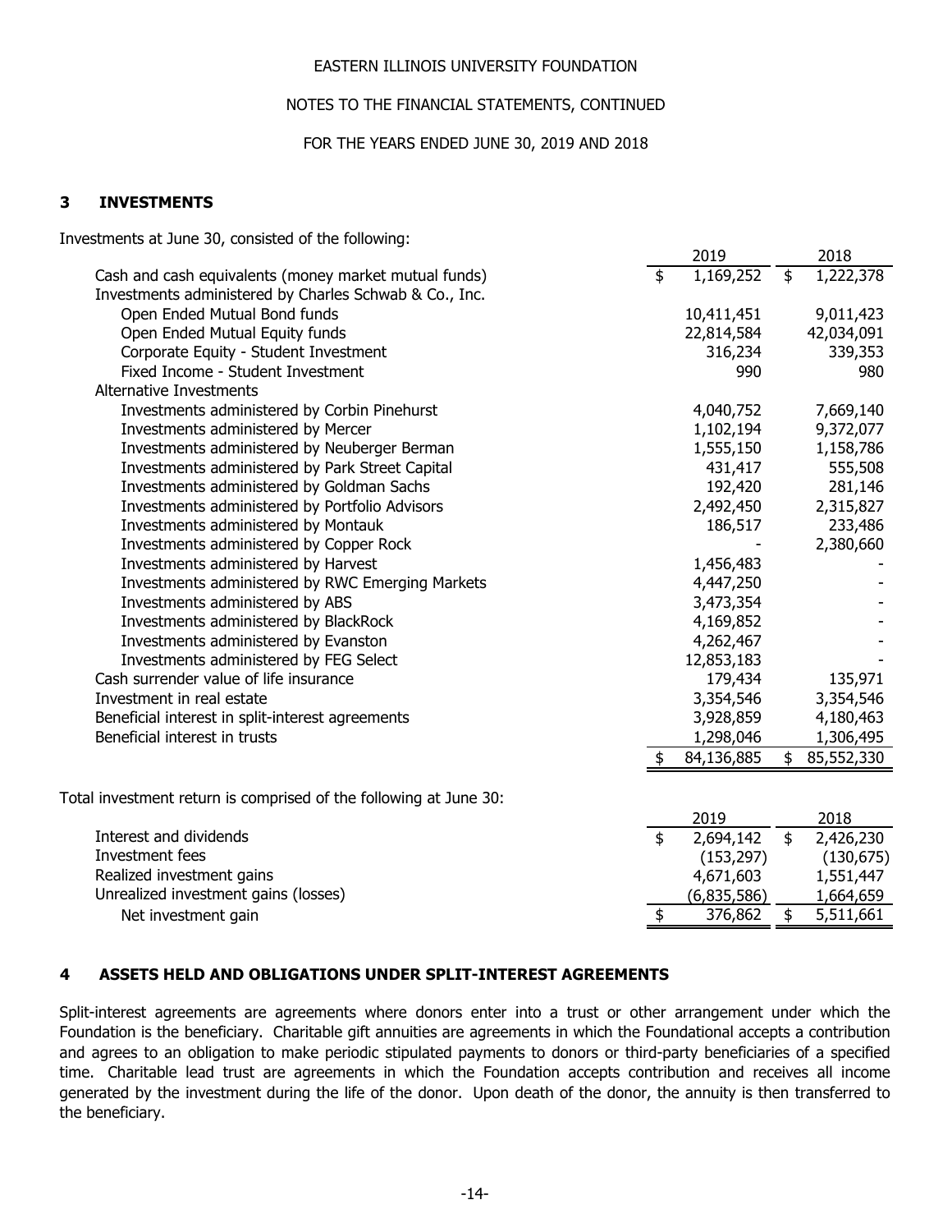## 3 INVESTMENTS

Investments at June 30, consisted of the following:

| | 2019 | 2018 |
|---|---|---|
| Cash and cash equivalents (money market mutual funds) | $ 1,169,252 | $ 1,222,378 |
| Investments administered by Charles Schwab & Co., Inc. | | |
| Open Ended Mutual Bond funds | 10,411,451 | 9,011,423 |
| Open Ended Mutual Equity funds | 22,814,584 | 42,034,091 |
| Corporate Equity - Student Investment | 316,234 | 339,353 |
| Fixed Income - Student Investment | 990 | 980 |
| Alternative Investments | | |
| Investments administered by Corbin Pinehurst | 4,040,752 | 7,669,140 |
| Investments administered by Mercer | 1,102,194 | 9,372,077 |
| Investments administered by Neuberger Berman | 1,555,150 | 1,158,786 |
| Investments administered by Park Street Capital | 431,417 | 555,508 |
| Investments administered by Goldman Sachs | 192,420 | 281,146 |
| Investments administered by Portfolio Advisors | 2,492,450 | 2,315,827 |
| Investments administered by Montauk | 186,517 | 233,486 |
| Investments administered by Copper Rock | - | 2,380,660 |
| Investments administered by Harvest | 1,456,483 | - |
| Investments administered by RWC Emerging Markets | 4,447,250 | - |
| Investments administered by ABS | 3,473,354 | - |
| Investments administered by BlackRock | 4,169,852 | - |
| Investments administered by Evanston | 4,262,467 | - |
| Investments administered by FEG Select | 12,853,183 | - |
| Cash surrender value of life insurance | 179,434 | 135,971 |
| Investment in real estate | 3,354,546 | 3,354,546 |
| Beneficial interest in split-interest agreements | 3,928,859 | 4,180,463 |
| Beneficial interest in trusts | 1,298,046 | 1,306,495 |
| | $ 84,136,885 | $ 85,552,330 |

Total investment return is comprised of the following at June 30:

| | 2019 | 2018 |
|---|---|---|
| Interest and dividends | $ 2,694,142 | $ 2,426,230 |
| Investment fees | (153,297) | (130,675) |
| Realized investment gains | 4,671,603 | 1,551,447 |
| Unrealized investment gains (losses) | (6,835,586) | 1,664,659 |
| Net investment gain | $ 376,862 | $ 5,511,661 |

## 4 ASSETS HELD AND OBLIGATIONS UNDER SPLIT-INTEREST AGREEMENTS

Split-interest agreements are agreements where donors enter into a trust or other arrangement under which the Foundation is the beneficiary. Charitable gift annuities are agreements in which the Foundational accepts a contribution and agrees to an obligation to make periodic stipulated payments to donors or third-party beneficiaries of a specified time. Charitable lead trust are agreements in which the Foundation accepts contribution and receives all income generated by the investment during the life of the donor. Upon death of the donor, the annuity is then transferred to the beneficiary.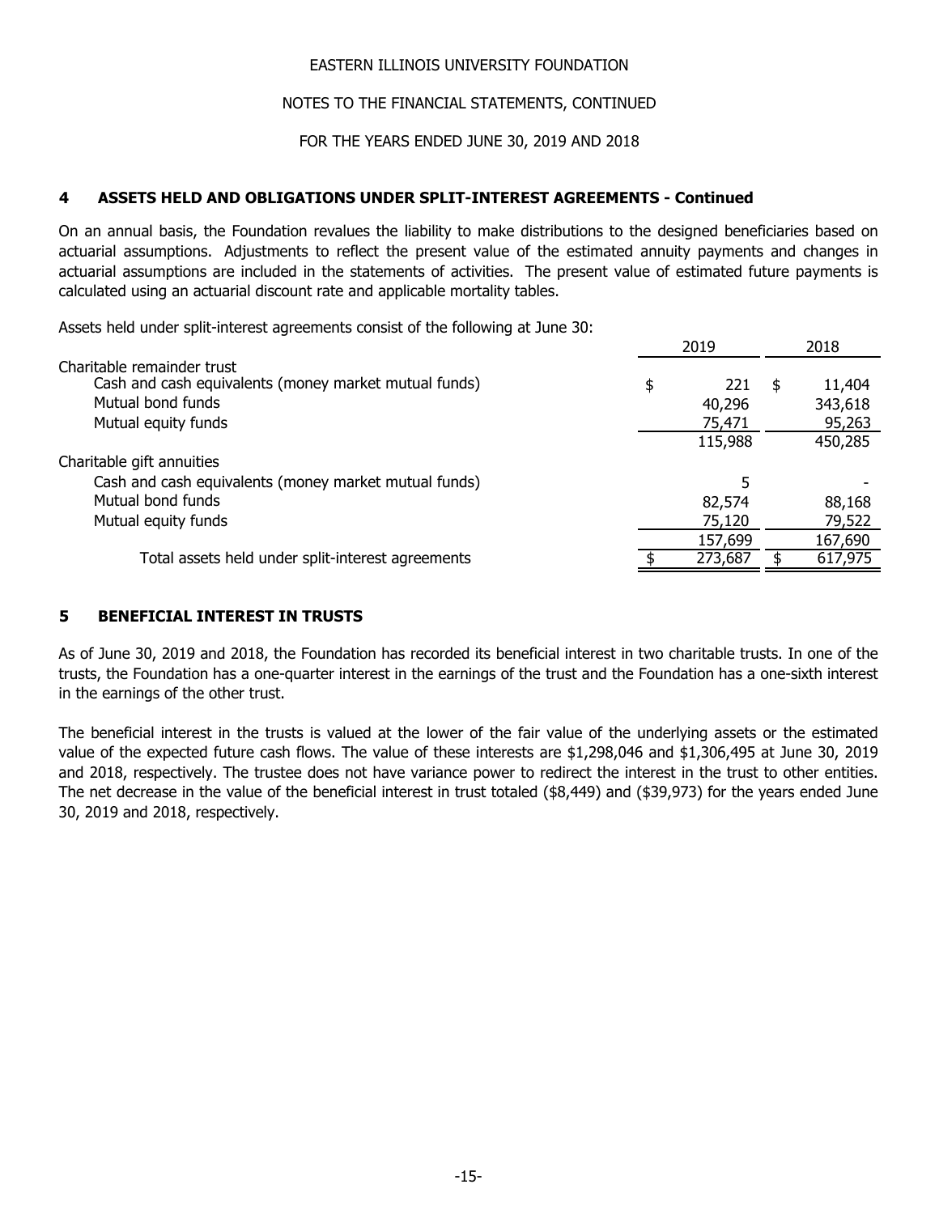EASTERN ILLINOIS UNIVERSITY FOUNDATION

NOTES TO THE FINANCIAL STATEMENTS, CONTINUED

FOR THE YEARS ENDED JUNE 30, 2019 AND 2018

## 4 ASSETS HELD AND OBLIGATIONS UNDER SPLIT-INTEREST AGREEMENTS - Continued

On an annual basis, the Foundation revalues the liability to make distributions to the designed beneficiaries based on actuarial assumptions. Adjustments to reflect the present value of the estimated annuity payments and changes in actuarial assumptions are included in the statements of activities. The present value of estimated future payments is calculated using an actuarial discount rate and applicable mortality tables.

Assets held under split-interest agreements consist of the following at June 30:

| | 2019 | 2018 |
|---|---|---|
| Charitable remainder trust | | |
| Cash and cash equivalents (money market mutual funds) | $ 221 | $ 11,404 |
| Mutual bond funds | 40,296 | 343,618 |
| Mutual equity funds | 75,471 | 95,263 |
| | 115,988 | 450,285 |
| Charitable gift annuities | | |
| Cash and cash equivalents (money market mutual funds) | 5 | - |
| Mutual bond funds | 82,574 | 88,168 |
| Mutual equity funds | 75,120 | 79,522 |
| | 157,699 | 167,690 |
| Total assets held under split-interest agreements | $ 273,687 | $ 617,975 |

## 5 BENEFICIAL INTEREST IN TRUSTS

As of June 30, 2019 and 2018, the Foundation has recorded its beneficial interest in two charitable trusts. In one of the trusts, the Foundation has a one-quarter interest in the earnings of the trust and the Foundation has a one-sixth interest in the earnings of the other trust.

The beneficial interest in the trusts is valued at the lower of the fair value of the underlying assets or the estimated value of the expected future cash flows. The value of these interests are $1,298,046 and $1,306,495 at June 30, 2019 and 2018, respectively. The trustee does not have variance power to redirect the interest in the trust to other entities. The net decrease in the value of the beneficial interest in trust totaled ($8,449) and ($39,973) for the years ended June 30, 2019 and 2018, respectively.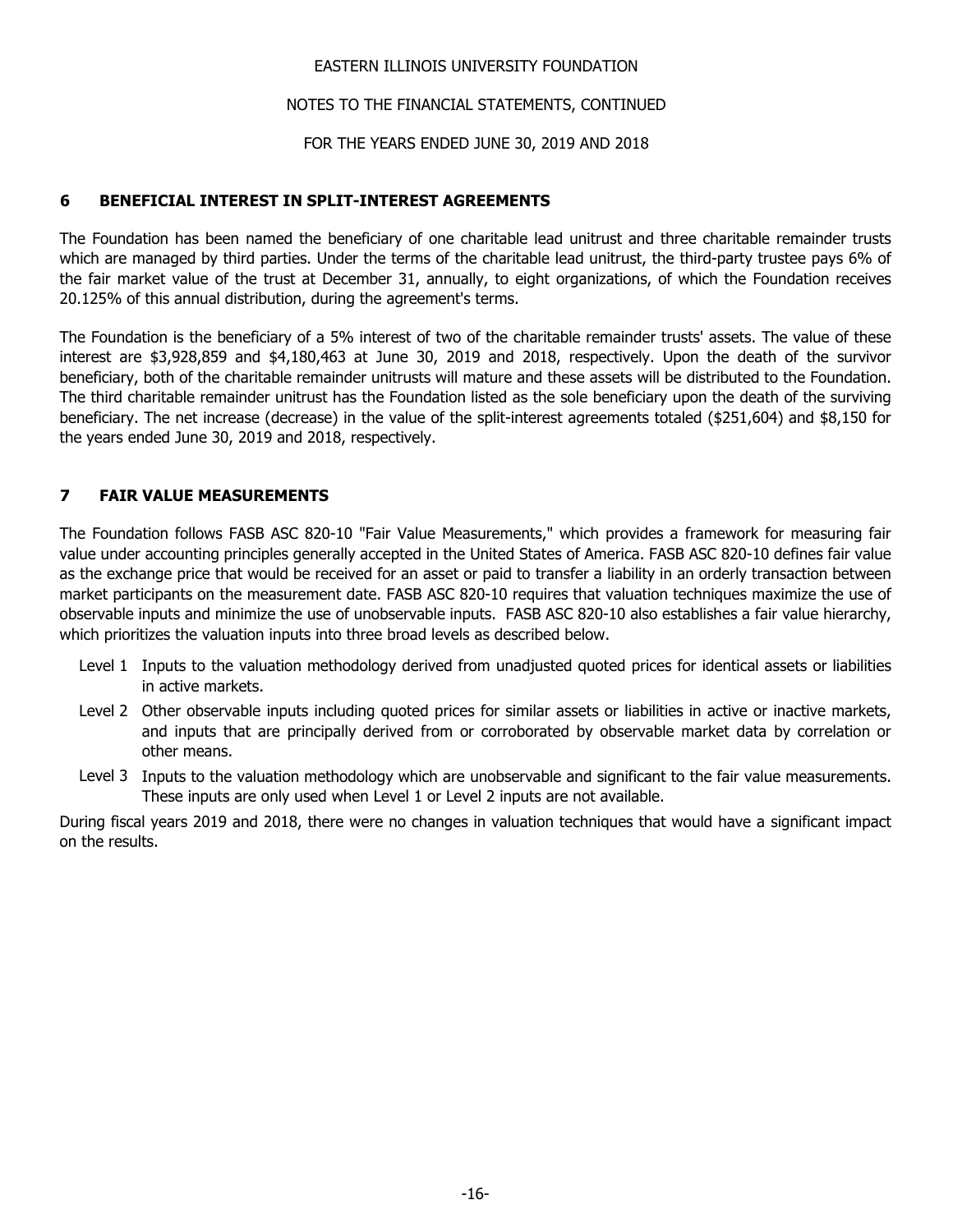## 6 BENEFICIAL INTEREST IN SPLIT-INTEREST AGREEMENTS

The Foundation has been named the beneficiary of one charitable lead unitrust and three charitable remainder trusts which are managed by third parties. Under the terms of the charitable lead unitrust, the third-party trustee pays 6% of the fair market value of the trust at December 31, annually, to eight organizations, of which the Foundation receives 20.125% of this annual distribution, during the agreement's terms.

The Foundation is the beneficiary of a 5% interest of two of the charitable remainder trusts' assets. The value of these interest are $3,928,859 and $4,180,463 at June 30, 2019 and 2018, respectively. Upon the death of the survivor beneficiary, both of the charitable remainder unitrusts will mature and these assets will be distributed to the Foundation. The third charitable remainder unitrust has the Foundation listed as the sole beneficiary upon the death of the surviving beneficiary. The net increase (decrease) in the value of the split-interest agreements totaled ($251,604) and $8,150 for the years ended June 30, 2019 and 2018, respectively.

## 7 FAIR VALUE MEASUREMENTS

The Foundation follows FASB ASC 820-10 "Fair Value Measurements," which provides a framework for measuring fair value under accounting principles generally accepted in the United States of America. FASB ASC 820-10 defines fair value as the exchange price that would be received for an asset or paid to transfer a liability in an orderly transaction between market participants on the measurement date. FASB ASC 820-10 requires that valuation techniques maximize the use of observable inputs and minimize the use of unobservable inputs. FASB ASC 820-10 also establishes a fair value hierarchy, which prioritizes the valuation inputs into three broad levels as described below.

- Level 1 Inputs to the valuation methodology derived from unadjusted quoted prices for identical assets or liabilities in active markets.
- Level 2 Other observable inputs including quoted prices for similar assets or liabilities in active or inactive markets, and inputs that are principally derived from or corroborated by observable market data by correlation or other means.
- Level 3 Inputs to the valuation methodology which are unobservable and significant to the fair value measurements. These inputs are only used when Level 1 or Level 2 inputs are not available.

During fiscal years 2019 and 2018, there were no changes in valuation techniques that would have a significant impact on the results.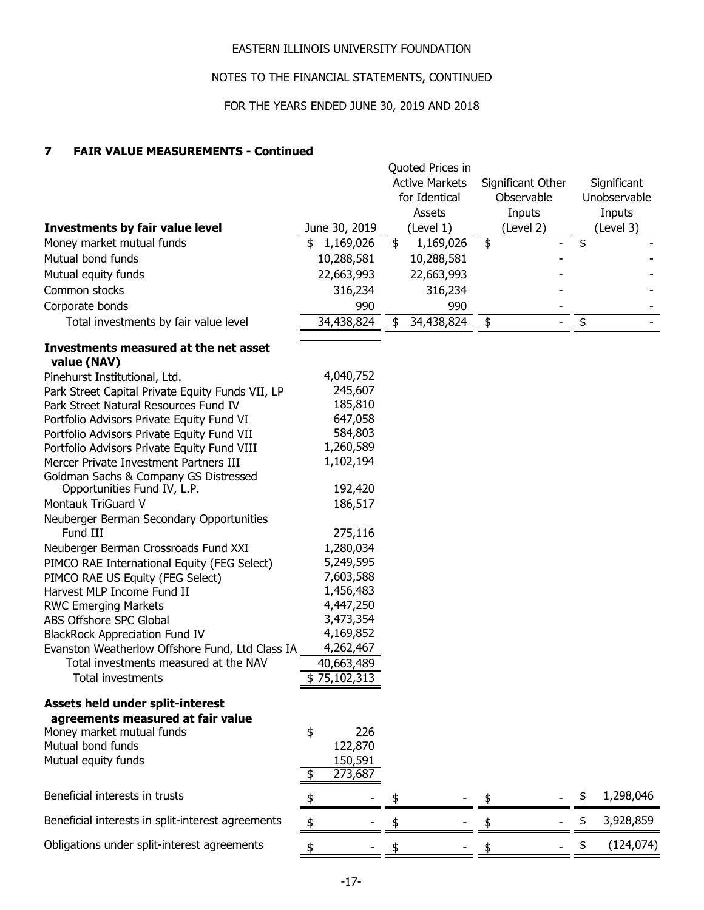EASTERN ILLINOIS UNIVERSITY FOUNDATION

NOTES TO THE FINANCIAL STATEMENTS, CONTINUED

FOR THE YEARS ENDED JUNE 30, 2019 AND 2018

## 7 FAIR VALUE MEASUREMENTS - Continued

| Investments by fair value level | June 30, 2019 | Quoted Prices in Active Markets for Identical Assets (Level 1) | Significant Other Observable Inputs (Level 2) | Significant Unobservable Inputs (Level 3) |
|---|---|---|---|---|
| Money market mutual funds | $ 1,169,026 | $ 1,169,026 | $ - | $ - |
| Mutual bond funds | 10,288,581 | 10,288,581 | - | - |
| Mutual equity funds | 22,663,993 | 22,663,993 | - | - |
| Common stocks | 316,234 | 316,234 | - | - |
| Corporate bonds | 990 | 990 | - | - |
| Total investments by fair value level | 34,438,824 | $ 34,438,824 | $ - | $ - |
| **Investments measured at the net asset value (NAV)** | | | | |
| Pinehurst Institutional, Ltd. | 4,040,752 | | | |
| Park Street Capital Private Equity Funds VII, LP | 245,607 | | | |
| Park Street Natural Resources Fund IV | 185,810 | | | |
| Portfolio Advisors Private Equity Fund VI | 647,058 | | | |
| Portfolio Advisors Private Equity Fund VII | 584,803 | | | |
| Portfolio Advisors Private Equity Fund VIII | 1,260,589 | | | |
| Mercer Private Investment Partners III | 1,102,194 | | | |
| Goldman Sachs & Company GS Distressed Opportunities Fund IV, L.P. | 192,420 | | | |
| Montauk TriGuard V | 186,517 | | | |
| Neuberger Berman Secondary Opportunities Fund III | 275,116 | | | |
| Neuberger Berman Crossroads Fund XXI | 1,280,034 | | | |
| PIMCO RAE International Equity (FEG Select) | 5,249,595 | | | |
| PIMCO RAE US Equity (FEG Select) | 7,603,588 | | | |
| Harvest MLP Income Fund II | 1,456,483 | | | |
| RWC Emerging Markets | 4,447,250 | | | |
| ABS Offshore SPC Global | 3,473,354 | | | |
| BlackRock Appreciation Fund IV | 4,169,852 | | | |
| Evanston Weatherlow Offshore Fund, Ltd Class IA | 4,262,467 | | | |
| Total investments measured at the NAV | 40,663,489 | | | |
| Total investments | $ 75,102,313 | | | |
| **Assets held under split-interest agreements measured at fair value** | | | | |
| Money market mutual funds | $ 226 | | | |
| Mutual bond funds | 122,870 | | | |
| Mutual equity funds | 150,591 | | | |
| | $ 273,687 | | | |
| Beneficial interests in trusts | $ - | $ - | $ - | $ 1,298,046 |
| Beneficial interests in split-interest agreements | $ - | $ - | $ - | $ 3,928,859 |
| Obligations under split-interest agreements | $ - | $ - | $ - | $ (124,074) |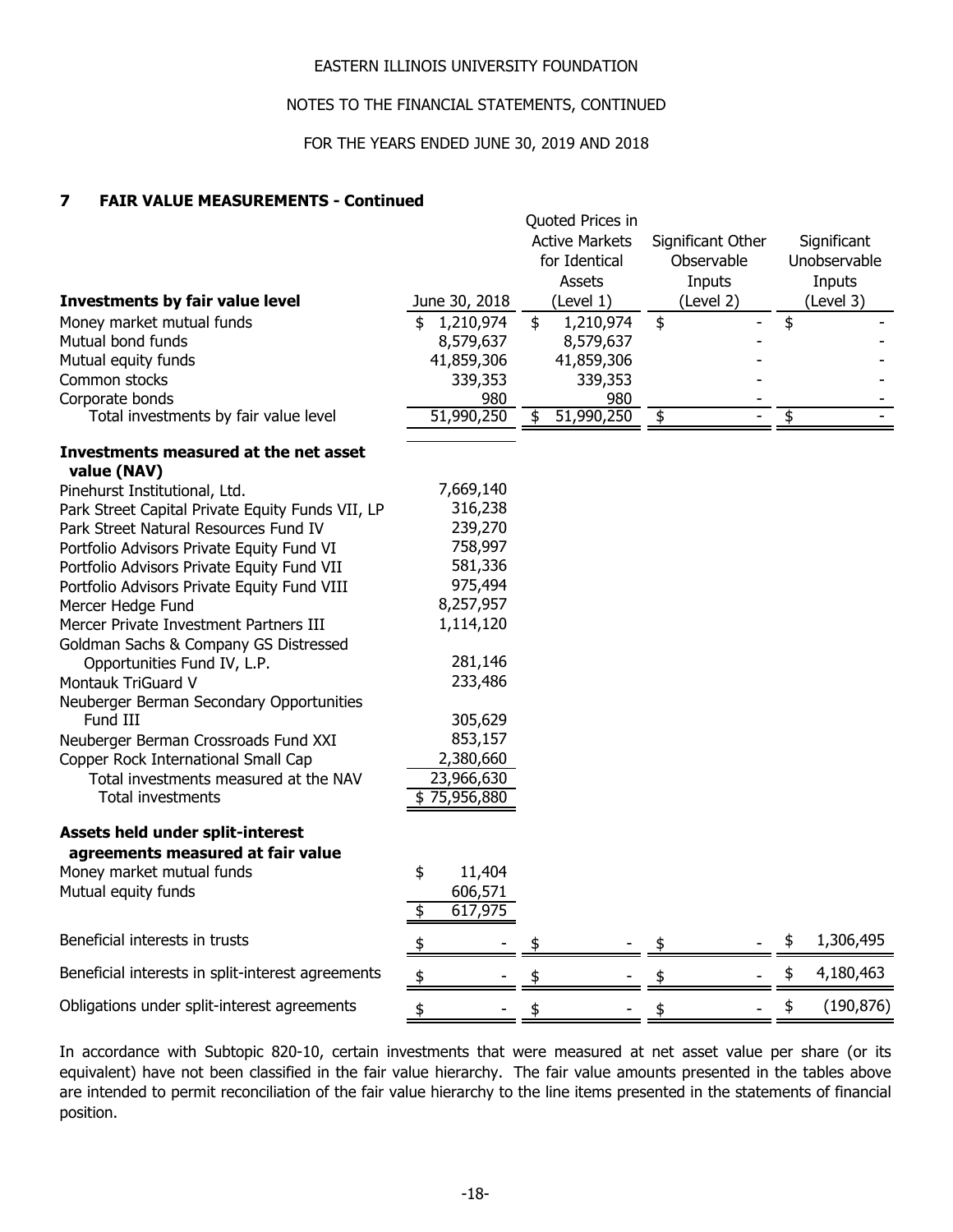## 7 FAIR VALUE MEASUREMENTS - Continued

| Investments by fair value level | June 30, 2018 | Quoted Prices in Active Markets for Identical Assets (Level 1) | Significant Other Observable Inputs (Level 2) | Significant Unobservable Inputs (Level 3) |
|---|---|---|---|---|
| Money market mutual funds | $ 1,210,974 | $ 1,210,974 | $ - | $ - |
| Mutual bond funds | 8,579,637 | 8,579,637 | - | - |
| Mutual equity funds | 41,859,306 | 41,859,306 | - | - |
| Common stocks | 339,353 | 339,353 | - | - |
| Corporate bonds | 980 | 980 | - | - |
| Total investments by fair value level | 51,990,250 | $ 51,990,250 | $ - | $ - |
| **Investments measured at the net asset value (NAV)** | | | | |
| Pinehurst Institutional, Ltd. | 7,669,140 | | | |
| Park Street Capital Private Equity Funds VII, LP | 316,238 | | | |
| Park Street Natural Resources Fund IV | 239,270 | | | |
| Portfolio Advisors Private Equity Fund VI | 758,997 | | | |
| Portfolio Advisors Private Equity Fund VII | 581,336 | | | |
| Portfolio Advisors Private Equity Fund VIII | 975,494 | | | |
| Mercer Hedge Fund | 8,257,957 | | | |
| Mercer Private Investment Partners III | 1,114,120 | | | |
| Goldman Sachs & Company GS Distressed Opportunities Fund IV, L.P. | 281,146 | | | |
| Montauk TriGuard V | 233,486 | | | |
| Neuberger Berman Secondary Opportunities Fund III | 305,629 | | | |
| Neuberger Berman Crossroads Fund XXI | 853,157 | | | |
| Copper Rock International Small Cap | 2,380,660 | | | |
| Total investments measured at the NAV | 23,966,630 | | | |
| Total investments | $ 75,956,880 | | | |
| **Assets held under split-interest agreements measured at fair value** | | | | |
| Money market mutual funds | $ 11,404 | | | |
| Mutual equity funds | 606,571 | | | |
| | $ 617,975 | | | |
| Beneficial interests in trusts | $ - | $ - | $ - | $ 1,306,495 |
| Beneficial interests in split-interest agreements | $ - | $ - | $ - | $ 4,180,463 |
| Obligations under split-interest agreements | $ - | $ - | $ - | $ (190,876) |

In accordance with Subtopic 820-10, certain investments that were measured at net asset value per share (or its equivalent) have not been classified in the fair value hierarchy. The fair value amounts presented in the tables above are intended to permit reconciliation of the fair value hierarchy to the line items presented in the statements of financial position.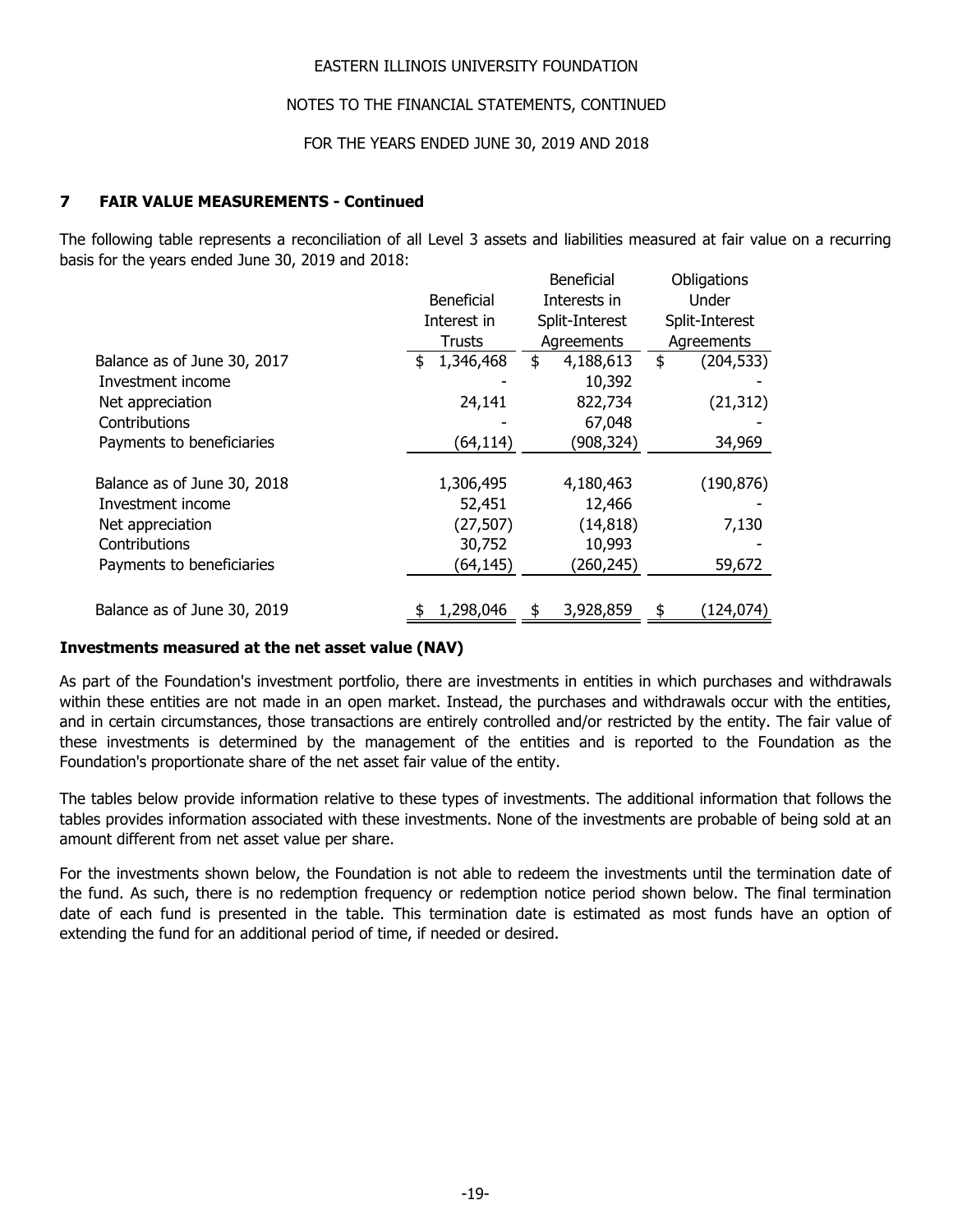## 7 FAIR VALUE MEASUREMENTS - Continued

The following table represents a reconciliation of all Level 3 assets and liabilities measured at fair value on a recurring basis for the years ended June 30, 2019 and 2018:

| | Beneficial Interest in Trusts | Beneficial Interests in Split-Interest Agreements | Obligations Under Split-Interest Agreements |
|---|---|---|---|
| Balance as of June 30, 2017 | $ 1,346,468 | $ 4,188,613 | $ (204,533) |
| Investment income | - | 10,392 | - |
| Net appreciation | 24,141 | 822,734 | (21,312) |
| Contributions | - | 67,048 | - |
| Payments to beneficiaries | (64,114) | (908,324) | 34,969 |
| Balance as of June 30, 2018 | 1,306,495 | 4,180,463 | (190,876) |
| Investment income | 52,451 | 12,466 | - |
| Net appreciation | (27,507) | (14,818) | 7,130 |
| Contributions | 30,752 | 10,993 | - |
| Payments to beneficiaries | (64,145) | (260,245) | 59,672 |
| Balance as of June 30, 2019 | $ 1,298,046 | $ 3,928,859 | $ (124,074) |

**Investments measured at the net asset value (NAV)**

As part of the Foundation's investment portfolio, there are investments in entities in which purchases and withdrawals within these entities are not made in an open market. Instead, the purchases and withdrawals occur with the entities, and in certain circumstances, those transactions are entirely controlled and/or restricted by the entity. The fair value of these investments is determined by the management of the entities and is reported to the Foundation as the Foundation's proportionate share of the net asset fair value of the entity.

The tables below provide information relative to these types of investments. The additional information that follows the tables provides information associated with these investments. None of the investments are probable of being sold at an amount different from net asset value per share.

For the investments shown below, the Foundation is not able to redeem the investments until the termination date of the fund. As such, there is no redemption frequency or redemption notice period shown below. The final termination date of each fund is presented in the table. This termination date is estimated as most funds have an option of extending the fund for an additional period of time, if needed or desired.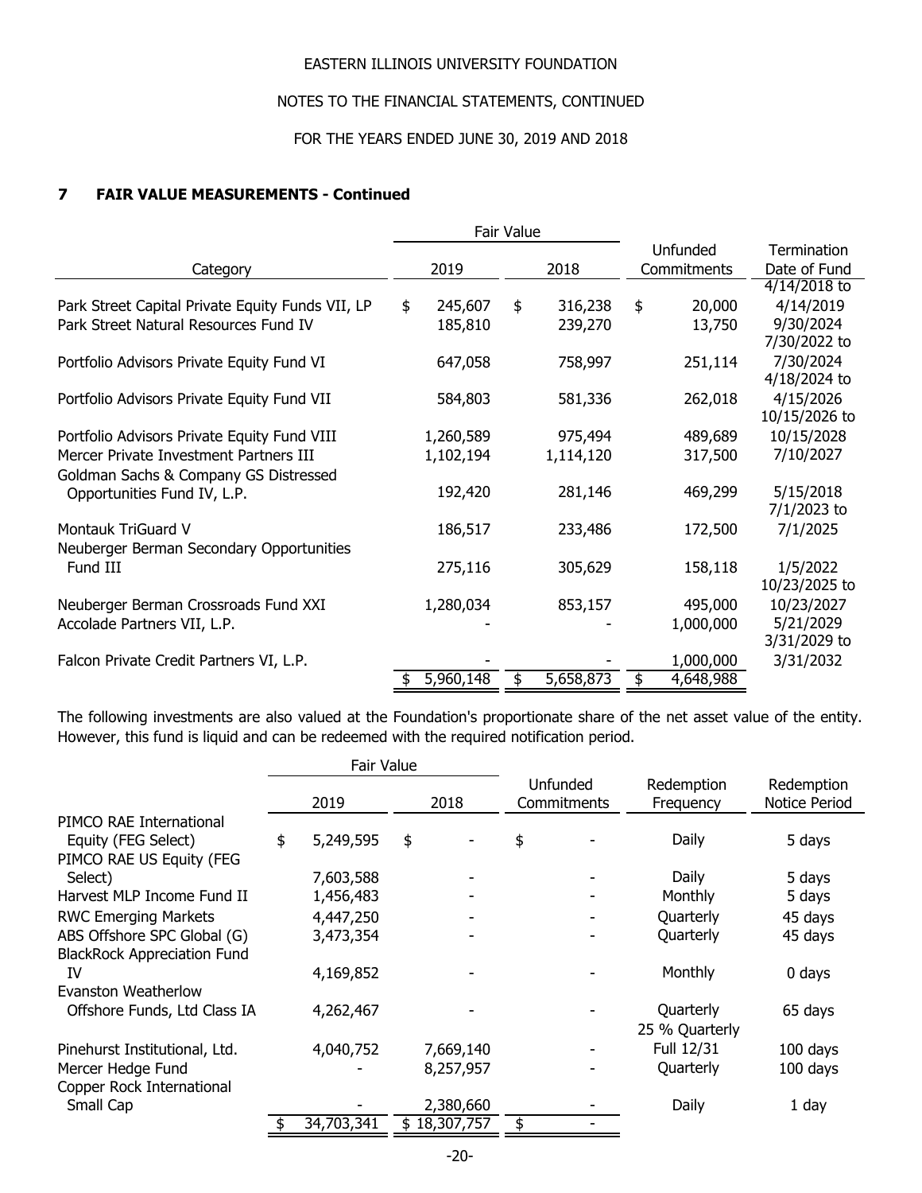EASTERN ILLINOIS UNIVERSITY FOUNDATION

NOTES TO THE FINANCIAL STATEMENTS, CONTINUED

FOR THE YEARS ENDED JUNE 30, 2019 AND 2018

## 7 FAIR VALUE MEASUREMENTS - Continued

| Category | Fair Value 2019 | Fair Value 2018 | Unfunded Commitments | Termination Date of Fund |
|---|---|---|---|---|
| Park Street Capital Private Equity Funds VII, LP | $ 245,607 | $ 316,238 | $ 20,000 | 4/14/2018 to 4/14/2019 |
| Park Street Natural Resources Fund IV | 185,810 | 239,270 | 13,750 | 9/30/2024 |
| Portfolio Advisors Private Equity Fund VI | 647,058 | 758,997 | 251,114 | 7/30/2022 to 7/30/2024 |
| Portfolio Advisors Private Equity Fund VII | 584,803 | 581,336 | 262,018 | 4/18/2024 to 4/15/2026 |
| Portfolio Advisors Private Equity Fund VIII | 1,260,589 | 975,494 | 489,689 | 10/15/2026 to 10/15/2028 |
| Mercer Private Investment Partners III | 1,102,194 | 1,114,120 | 317,500 | 7/10/2027 |
| Goldman Sachs & Company GS Distressed Opportunities Fund IV, L.P. | 192,420 | 281,146 | 469,299 | 5/15/2018 |
| Montauk TriGuard V | 186,517 | 233,486 | 172,500 | 7/1/2023 to 7/1/2025 |
| Neuberger Berman Secondary Opportunities Fund III | 275,116 | 305,629 | 158,118 | 1/5/2022 |
| Neuberger Berman Crossroads Fund XXI | 1,280,034 | 853,157 | 495,000 | 10/23/2025 to 10/23/2027 |
| Accolade Partners VII, L.P. | - | - | 1,000,000 | 5/21/2029 |
| Falcon Private Credit Partners VI, L.P. | - | - | 1,000,000 | 3/31/2029 to 3/31/2032 |
| | $ 5,960,148 | $ 5,658,873 | $ 4,648,988 | |

The following investments are also valued at the Foundation's proportionate share of the net asset value of the entity. However, this fund is liquid and can be redeemed with the required notification period.

| | Fair Value 2019 | Fair Value 2018 | Unfunded Commitments | Redemption Frequency | Redemption Notice Period |
|---|---|---|---|---|---|
| PIMCO RAE International Equity (FEG Select) | $ 5,249,595 | $ - | $ - | Daily | 5 days |
| PIMCO RAE US Equity (FEG Select) | 7,603,588 | - | - | Daily | 5 days |
| Harvest MLP Income Fund II | 1,456,483 | - | - | Monthly | 5 days |
| RWC Emerging Markets | 4,447,250 | - | - | Quarterly | 45 days |
| ABS Offshore SPC Global (G) | 3,473,354 | - | - | Quarterly | 45 days |
| BlackRock Appreciation Fund IV | 4,169,852 | - | - | Monthly | 0 days |
| Evanston Weatherlow Offshore Funds, Ltd Class IA | 4,262,467 | - | - | Quarterly | 65 days |
| Pinehurst Institutional, Ltd. | 4,040,752 | 7,669,140 | - | 25 % Quarterly Full 12/31 | 100 days |
| Mercer Hedge Fund | - | 8,257,957 | - | Quarterly | 100 days |
| Copper Rock International Small Cap | - | 2,380,660 | - | Daily | 1 day |
| | $ 34,703,341 | $ 18,307,757 | $ - | | |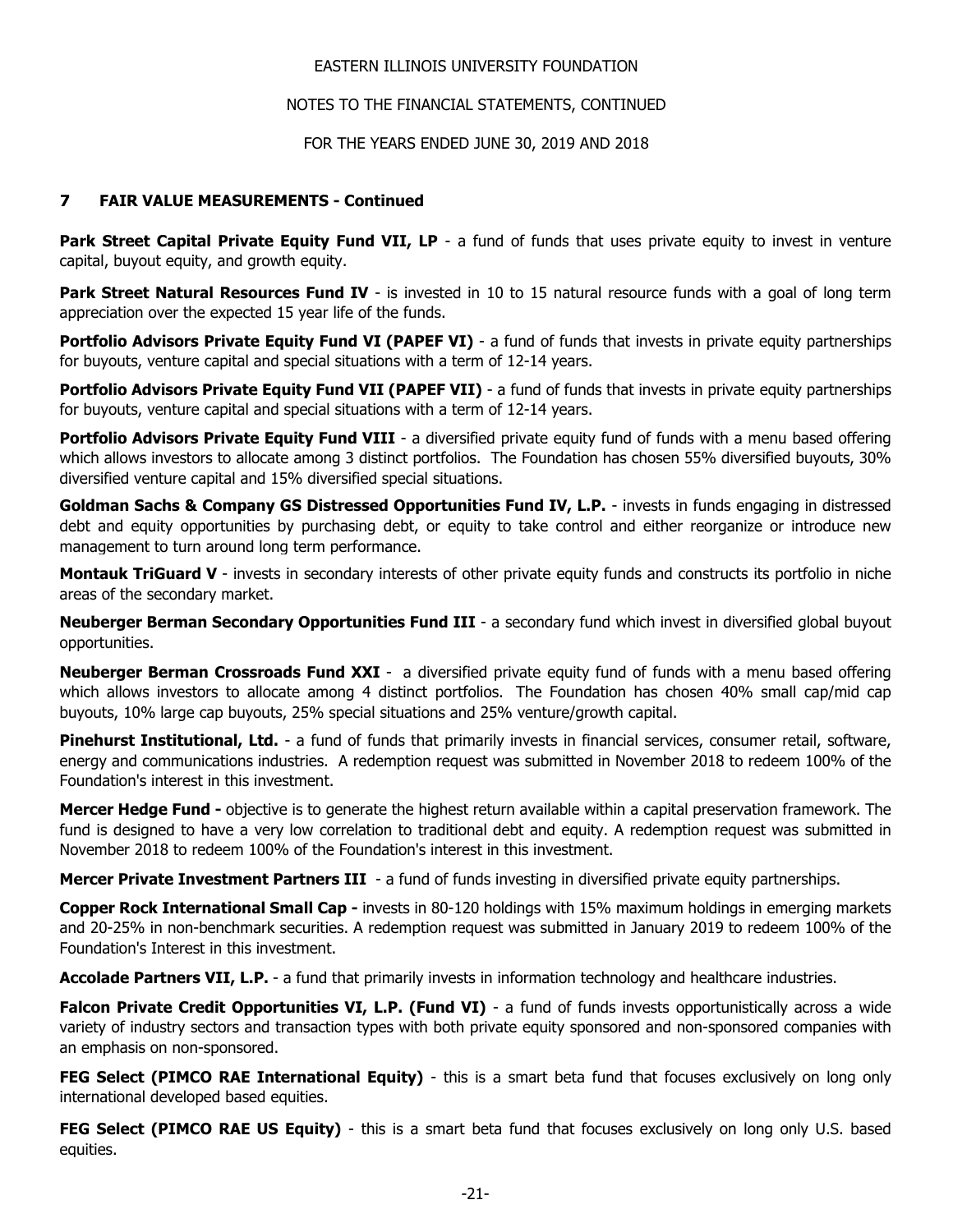## 7 FAIR VALUE MEASUREMENTS - Continued

**Park Street Capital Private Equity Fund VII, LP** - a fund of funds that uses private equity to invest in venture capital, buyout equity, and growth equity.

**Park Street Natural Resources Fund IV** - is invested in 10 to 15 natural resource funds with a goal of long term appreciation over the expected 15 year life of the funds.

**Portfolio Advisors Private Equity Fund VI (PAPEF VI)** - a fund of funds that invests in private equity partnerships for buyouts, venture capital and special situations with a term of 12-14 years.

**Portfolio Advisors Private Equity Fund VII (PAPEF VII)** - a fund of funds that invests in private equity partnerships for buyouts, venture capital and special situations with a term of 12-14 years.

**Portfolio Advisors Private Equity Fund VIII** - a diversified private equity fund of funds with a menu based offering which allows investors to allocate among 3 distinct portfolios. The Foundation has chosen 55% diversified buyouts, 30% diversified venture capital and 15% diversified special situations.

**Goldman Sachs & Company GS Distressed Opportunities Fund IV, L.P.** - invests in funds engaging in distressed debt and equity opportunities by purchasing debt, or equity to take control and either reorganize or introduce new management to turn around long term performance.

**Montauk TriGuard V** - invests in secondary interests of other private equity funds and constructs its portfolio in niche areas of the secondary market.

**Neuberger Berman Secondary Opportunities Fund III** - a secondary fund which invest in diversified global buyout opportunities.

**Neuberger Berman Crossroads Fund XXI** - a diversified private equity fund of funds with a menu based offering which allows investors to allocate among 4 distinct portfolios. The Foundation has chosen 40% small cap/mid cap buyouts, 10% large cap buyouts, 25% special situations and 25% venture/growth capital.

**Pinehurst Institutional, Ltd.** - a fund of funds that primarily invests in financial services, consumer retail, software, energy and communications industries. A redemption request was submitted in November 2018 to redeem 100% of the Foundation's interest in this investment.

**Mercer Hedge Fund -** objective is to generate the highest return available within a capital preservation framework. The fund is designed to have a very low correlation to traditional debt and equity. A redemption request was submitted in November 2018 to redeem 100% of the Foundation's interest in this investment.

**Mercer Private Investment Partners III** - a fund of funds investing in diversified private equity partnerships.

**Copper Rock International Small Cap -** invests in 80-120 holdings with 15% maximum holdings in emerging markets and 20-25% in non-benchmark securities. A redemption request was submitted in January 2019 to redeem 100% of the Foundation's Interest in this investment.

**Accolade Partners VII, L.P.** - a fund that primarily invests in information technology and healthcare industries.

**Falcon Private Credit Opportunities VI, L.P. (Fund VI)** - a fund of funds invests opportunistically across a wide variety of industry sectors and transaction types with both private equity sponsored and non-sponsored companies with an emphasis on non-sponsored.

**FEG Select (PIMCO RAE International Equity)** - this is a smart beta fund that focuses exclusively on long only international developed based equities.

**FEG Select (PIMCO RAE US Equity)** - this is a smart beta fund that focuses exclusively on long only U.S. based equities.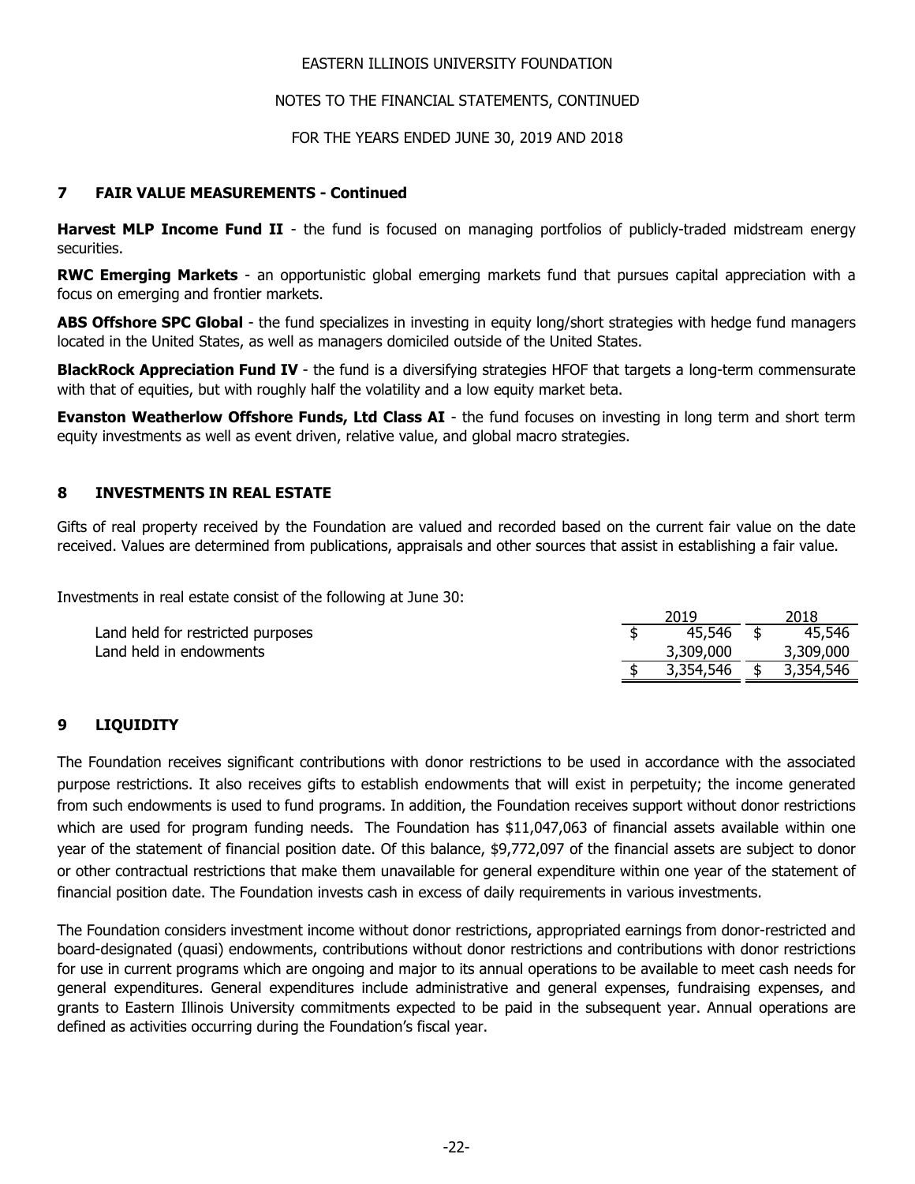## 7 FAIR VALUE MEASUREMENTS - Continued

**Harvest MLP Income Fund II** - the fund is focused on managing portfolios of publicly-traded midstream energy securities.

**RWC Emerging Markets** - an opportunistic global emerging markets fund that pursues capital appreciation with a focus on emerging and frontier markets.

**ABS Offshore SPC Global** - the fund specializes in investing in equity long/short strategies with hedge fund managers located in the United States, as well as managers domiciled outside of the United States.

**BlackRock Appreciation Fund IV** - the fund is a diversifying strategies HFOF that targets a long-term commensurate with that of equities, but with roughly half the volatility and a low equity market beta.

**Evanston Weatherlow Offshore Funds, Ltd Class AI** - the fund focuses on investing in long term and short term equity investments as well as event driven, relative value, and global macro strategies.

## 8 INVESTMENTS IN REAL ESTATE

Gifts of real property received by the Foundation are valued and recorded based on the current fair value on the date received. Values are determined from publications, appraisals and other sources that assist in establishing a fair value.

Investments in real estate consist of the following at June 30:

| | 2019 | 2018 |
|---|---|---|
| Land held for restricted purposes | $ 45,546 | $ 45,546 |
| Land held in endowments | 3,309,000 | 3,309,000 |
| | $ 3,354,546 | $ 3,354,546 |

## 9 LIQUIDITY

The Foundation receives significant contributions with donor restrictions to be used in accordance with the associated purpose restrictions. It also receives gifts to establish endowments that will exist in perpetuity; the income generated from such endowments is used to fund programs. In addition, the Foundation receives support without donor restrictions which are used for program funding needs. The Foundation has $11,047,063 of financial assets available within one year of the statement of financial position date. Of this balance, $9,772,097 of the financial assets are subject to donor or other contractual restrictions that make them unavailable for general expenditure within one year of the statement of financial position date. The Foundation invests cash in excess of daily requirements in various investments.

The Foundation considers investment income without donor restrictions, appropriated earnings from donor-restricted and board-designated (quasi) endowments, contributions without donor restrictions and contributions with donor restrictions for use in current programs which are ongoing and major to its annual operations to be available to meet cash needs for general expenditures. General expenditures include administrative and general expenses, fundraising expenses, and grants to Eastern Illinois University commitments expected to be paid in the subsequent year. Annual operations are defined as activities occurring during the Foundation's fiscal year.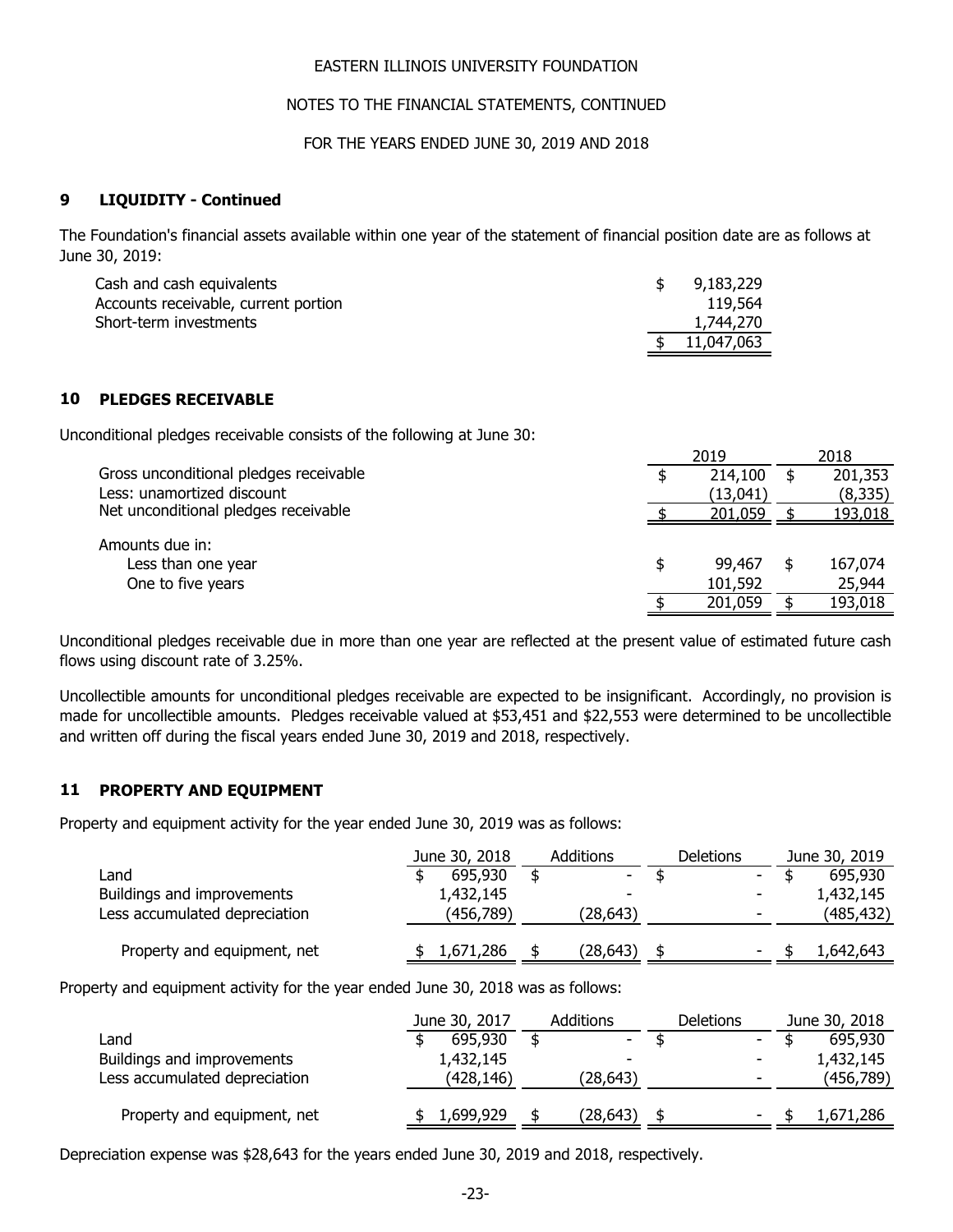## 9 LIQUIDITY - Continued

The Foundation's financial assets available within one year of the statement of financial position date are as follows at June 30, 2019:

| | |
|---|---|
| Cash and cash equivalents | $ 9,183,229 |
| Accounts receivable, current portion | 119,564 |
| Short-term investments | 1,744,270 |
| | $ 11,047,063 |

## 10 PLEDGES RECEIVABLE

Unconditional pledges receivable consists of the following at June 30:

| | 2019 | 2018 |
|---|---|---|
| Gross unconditional pledges receivable | $ 214,100 | $ 201,353 |
| Less: unamortized discount | (13,041) | (8,335) |
| Net unconditional pledges receivable | $ 201,059 | $ 193,018 |
| Amounts due in: | | |
| Less than one year | $ 99,467 | $ 167,074 |
| One to five years | 101,592 | 25,944 |
| | $ 201,059 | $ 193,018 |

Unconditional pledges receivable due in more than one year are reflected at the present value of estimated future cash flows using discount rate of 3.25%.

Uncollectible amounts for unconditional pledges receivable are expected to be insignificant. Accordingly, no provision is made for uncollectible amounts. Pledges receivable valued at $53,451 and $22,553 were determined to be uncollectible and written off during the fiscal years ended June 30, 2019 and 2018, respectively.

## 11 PROPERTY AND EQUIPMENT

Property and equipment activity for the year ended June 30, 2019 was as follows:

| | June 30, 2018 | Additions | Deletions | June 30, 2019 |
|---|---|---|---|---|
| Land | $ 695,930 | $ - | $ - | $ 695,930 |
| Buildings and improvements | 1,432,145 | - | - | 1,432,145 |
| Less accumulated depreciation | (456,789) | (28,643) | - | (485,432) |
| Property and equipment, net | $ 1,671,286 | $ (28,643) | $ - | $ 1,642,643 |

Property and equipment activity for the year ended June 30, 2018 was as follows:

| | June 30, 2017 | Additions | Deletions | June 30, 2018 |
|---|---|---|---|---|
| Land | $ 695,930 | $ - | $ - | $ 695,930 |
| Buildings and improvements | 1,432,145 | - | - | 1,432,145 |
| Less accumulated depreciation | (428,146) | (28,643) | - | (456,789) |
| Property and equipment, net | $ 1,699,929 | $ (28,643) | $ - | $ 1,671,286 |

Depreciation expense was $28,643 for the years ended June 30, 2019 and 2018, respectively.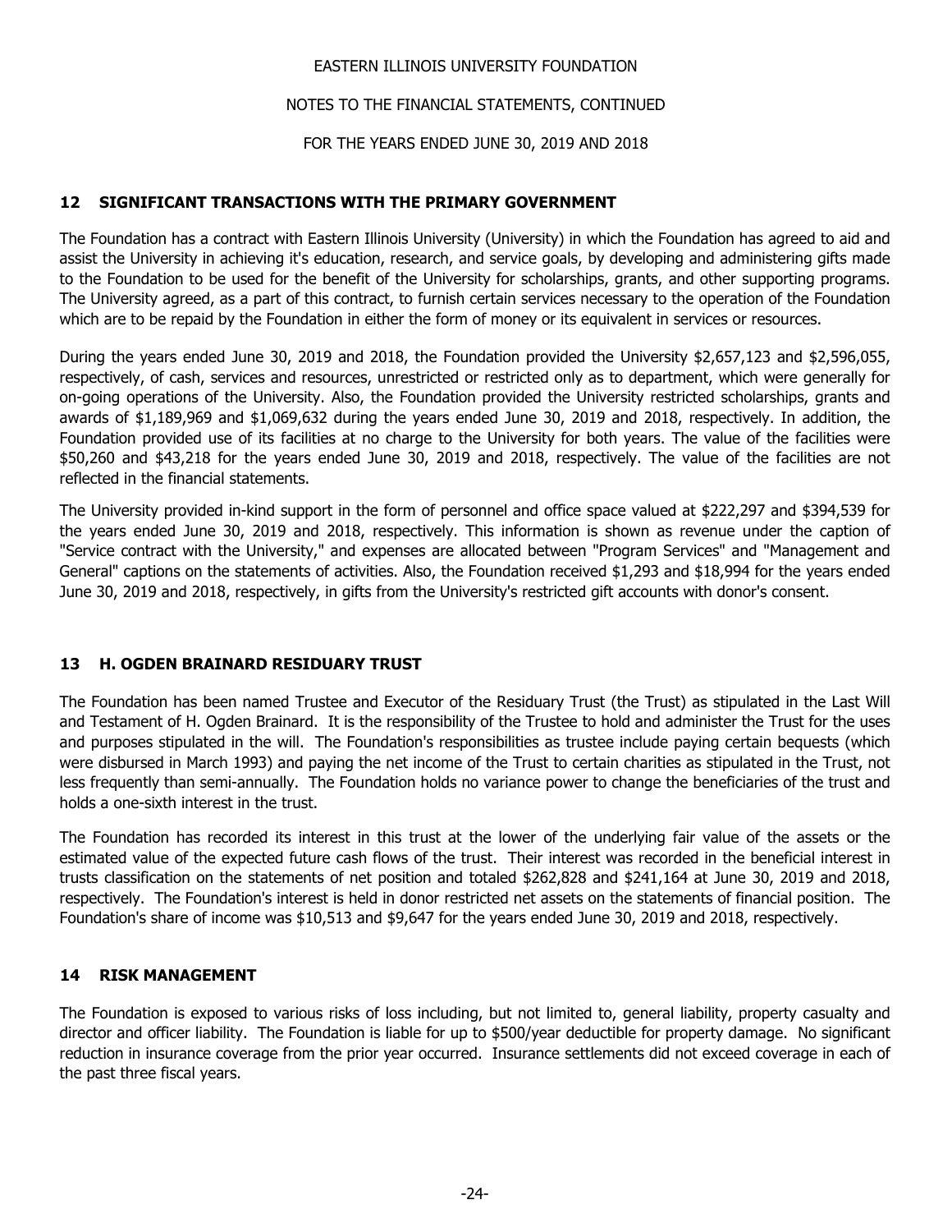## 12 SIGNIFICANT TRANSACTIONS WITH THE PRIMARY GOVERNMENT

The Foundation has a contract with Eastern Illinois University (University) in which the Foundation has agreed to aid and assist the University in achieving it's education, research, and service goals, by developing and administering gifts made to the Foundation to be used for the benefit of the University for scholarships, grants, and other supporting programs. The University agreed, as a part of this contract, to furnish certain services necessary to the operation of the Foundation which are to be repaid by the Foundation in either the form of money or its equivalent in services or resources.

During the years ended June 30, 2019 and 2018, the Foundation provided the University $2,657,123 and $2,596,055, respectively, of cash, services and resources, unrestricted or restricted only as to department, which were generally for on-going operations of the University. Also, the Foundation provided the University restricted scholarships, grants and awards of $1,189,969 and $1,069,632 during the years ended June 30, 2019 and 2018, respectively. In addition, the Foundation provided use of its facilities at no charge to the University for both years. The value of the facilities were $50,260 and $43,218 for the years ended June 30, 2019 and 2018, respectively. The value of the facilities are not reflected in the financial statements.

The University provided in-kind support in the form of personnel and office space valued at $222,297 and $394,539 for the years ended June 30, 2019 and 2018, respectively. This information is shown as revenue under the caption of "Service contract with the University," and expenses are allocated between "Program Services" and "Management and General" captions on the statements of activities. Also, the Foundation received $1,293 and $18,994 for the years ended June 30, 2019 and 2018, respectively, in gifts from the University's restricted gift accounts with donor's consent.

## 13 H. OGDEN BRAINARD RESIDUARY TRUST

The Foundation has been named Trustee and Executor of the Residuary Trust (the Trust) as stipulated in the Last Will and Testament of H. Ogden Brainard. It is the responsibility of the Trustee to hold and administer the Trust for the uses and purposes stipulated in the will. The Foundation's responsibilities as trustee include paying certain bequests (which were disbursed in March 1993) and paying the net income of the Trust to certain charities as stipulated in the Trust, not less frequently than semi-annually. The Foundation holds no variance power to change the beneficiaries of the trust and holds a one-sixth interest in the trust.

The Foundation has recorded its interest in this trust at the lower of the underlying fair value of the assets or the estimated value of the expected future cash flows of the trust. Their interest was recorded in the beneficial interest in trusts classification on the statements of net position and totaled $262,828 and $241,164 at June 30, 2019 and 2018, respectively. The Foundation's interest is held in donor restricted net assets on the statements of financial position. The Foundation's share of income was $10,513 and $9,647 for the years ended June 30, 2019 and 2018, respectively.

## 14 RISK MANAGEMENT

The Foundation is exposed to various risks of loss including, but not limited to, general liability, property casualty and director and officer liability. The Foundation is liable for up to $500/year deductible for property damage. No significant reduction in insurance coverage from the prior year occurred. Insurance settlements did not exceed coverage in each of the past three fiscal years.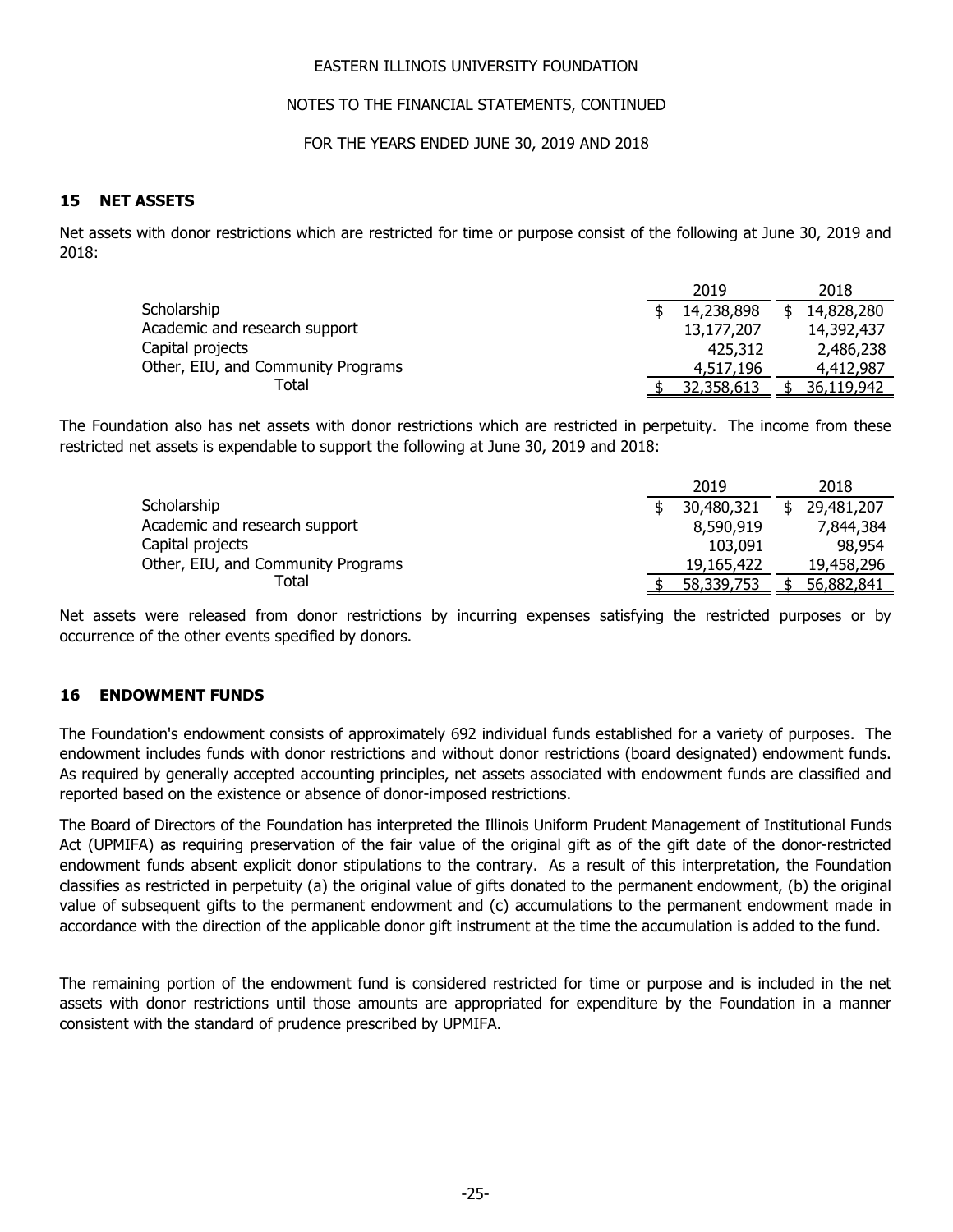## 15 NET ASSETS

Net assets with donor restrictions which are restricted for time or purpose consist of the following at June 30, 2019 and 2018:

| | 2019 | 2018 |
|---|---|---|
| Scholarship | $ 14,238,898 | $ 14,828,280 |
| Academic and research support | 13,177,207 | 14,392,437 |
| Capital projects | 425,312 | 2,486,238 |
| Other, EIU, and Community Programs | 4,517,196 | 4,412,987 |
| Total | $ 32,358,613 | $ 36,119,942 |

The Foundation also has net assets with donor restrictions which are restricted in perpetuity. The income from these restricted net assets is expendable to support the following at June 30, 2019 and 2018:

| | 2019 | 2018 |
|---|---|---|
| Scholarship | $ 30,480,321 | $ 29,481,207 |
| Academic and research support | 8,590,919 | 7,844,384 |
| Capital projects | 103,091 | 98,954 |
| Other, EIU, and Community Programs | 19,165,422 | 19,458,296 |
| Total | $ 58,339,753 | $ 56,882,841 |

Net assets were released from donor restrictions by incurring expenses satisfying the restricted purposes or by occurrence of the other events specified by donors.

## 16 ENDOWMENT FUNDS

The Foundation's endowment consists of approximately 692 individual funds established for a variety of purposes. The endowment includes funds with donor restrictions and without donor restrictions (board designated) endowment funds. As required by generally accepted accounting principles, net assets associated with endowment funds are classified and reported based on the existence or absence of donor-imposed restrictions.

The Board of Directors of the Foundation has interpreted the Illinois Uniform Prudent Management of Institutional Funds Act (UPMIFA) as requiring preservation of the fair value of the original gift as of the gift date of the donor-restricted endowment funds absent explicit donor stipulations to the contrary. As a result of this interpretation, the Foundation classifies as restricted in perpetuity (a) the original value of gifts donated to the permanent endowment, (b) the original value of subsequent gifts to the permanent endowment and (c) accumulations to the permanent endowment made in accordance with the direction of the applicable donor gift instrument at the time the accumulation is added to the fund.

The remaining portion of the endowment fund is considered restricted for time or purpose and is included in the net assets with donor restrictions until those amounts are appropriated for expenditure by the Foundation in a manner consistent with the standard of prudence prescribed by UPMIFA.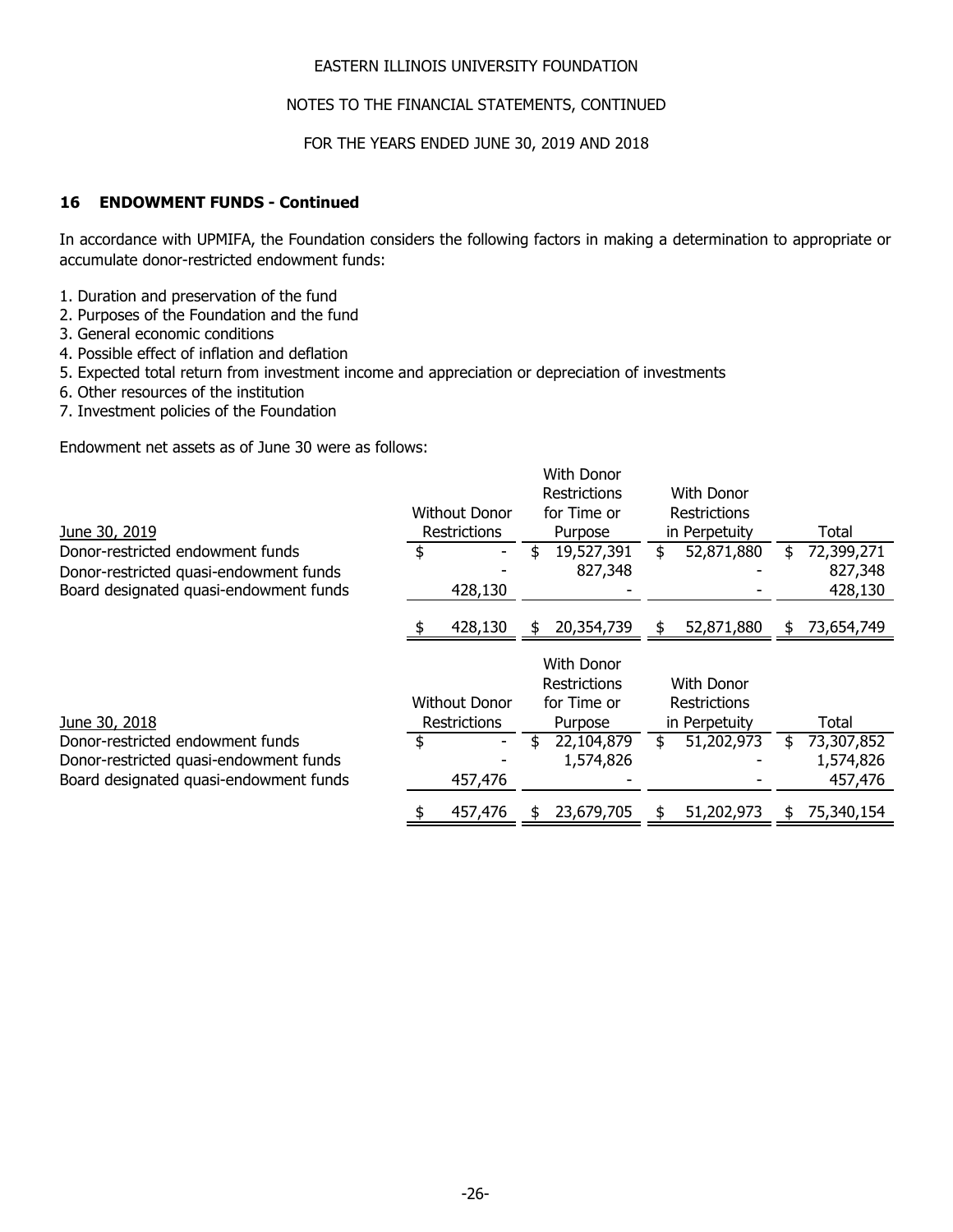## 16 ENDOWMENT FUNDS - Continued

In accordance with UPMIFA, the Foundation considers the following factors in making a determination to appropriate or accumulate donor-restricted endowment funds:

1. Duration and preservation of the fund
2. Purposes of the Foundation and the fund
3. General economic conditions
4. Possible effect of inflation and deflation
5. Expected total return from investment income and appreciation or depreciation of investments
6. Other resources of the institution
7. Investment policies of the Foundation

Endowment net assets as of June 30 were as follows:

| June 30, 2019 | Without Donor Restrictions | With Donor Restrictions for Time or Purpose | With Donor Restrictions in Perpetuity | Total |
|---|---|---|---|---|
| Donor-restricted endowment funds | $ - | $ 19,527,391 | $ 52,871,880 | $ 72,399,271 |
| Donor-restricted quasi-endowment funds | - | 827,348 | - | 827,348 |
| Board designated quasi-endowment funds | 428,130 | - | - | 428,130 |
| | $ 428,130 | $ 20,354,739 | $ 52,871,880 | $ 73,654,749 |

| June 30, 2018 | Without Donor Restrictions | With Donor Restrictions for Time or Purpose | With Donor Restrictions in Perpetuity | Total |
|---|---|---|---|---|
| Donor-restricted endowment funds | $ - | $ 22,104,879 | $ 51,202,973 | $ 73,307,852 |
| Donor-restricted quasi-endowment funds | - | 1,574,826 | - | 1,574,826 |
| Board designated quasi-endowment funds | 457,476 | - | - | 457,476 |
| | $ 457,476 | $ 23,679,705 | $ 51,202,973 | $ 75,340,154 |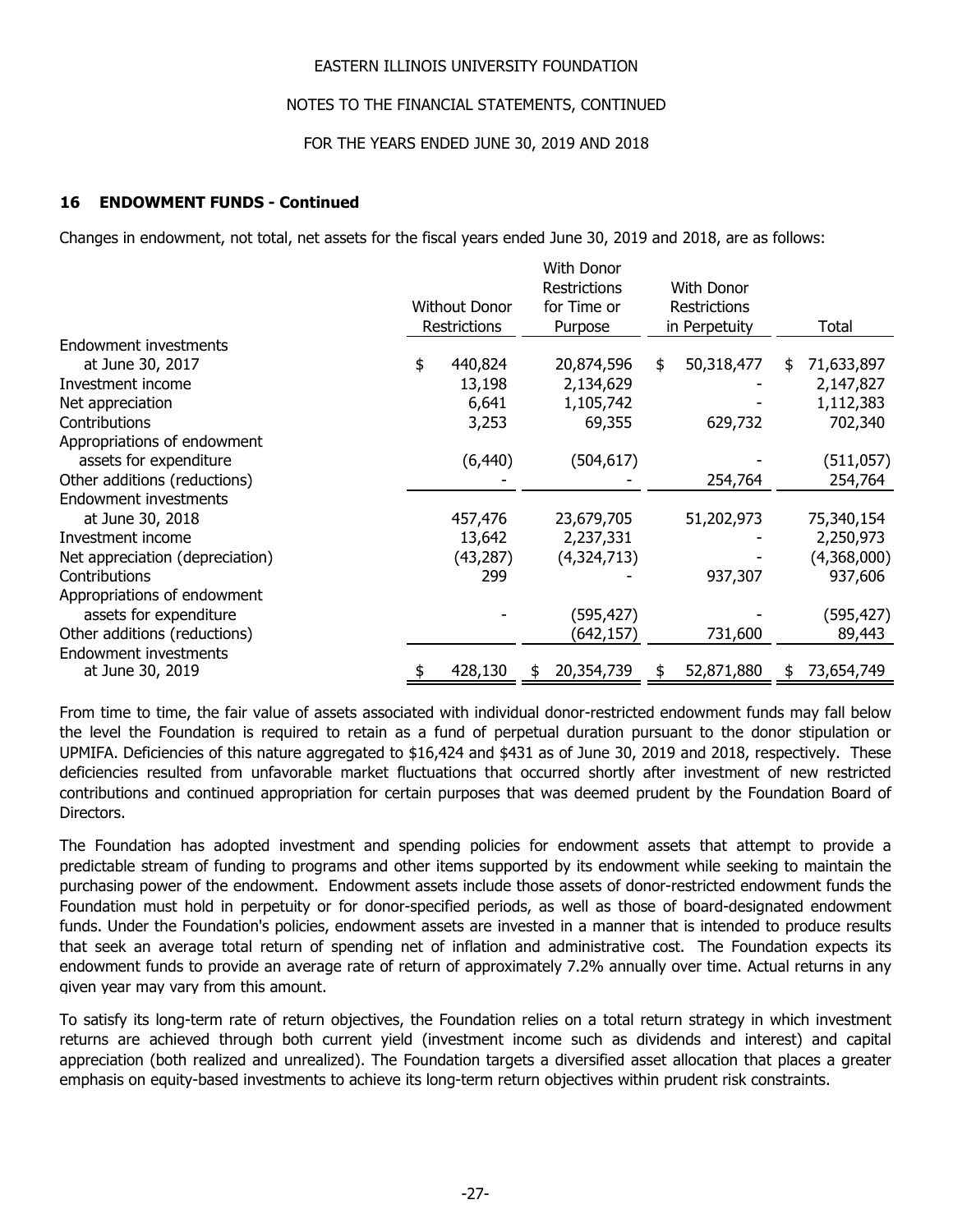## 16 ENDOWMENT FUNDS - Continued

Changes in endowment, not total, net assets for the fiscal years ended June 30, 2019 and 2018, are as follows:

| | Without Donor Restrictions | With Donor Restrictions for Time or Purpose | With Donor Restrictions in Perpetuity | Total |
|---|---|---|---|---|
| Endowment investments at June 30, 2017 | $ 440,824 | 20,874,596 | $ 50,318,477 | $ 71,633,897 |
| Investment income | 13,198 | 2,134,629 | - | 2,147,827 |
| Net appreciation | 6,641 | 1,105,742 | - | 1,112,383 |
| Contributions | 3,253 | 69,355 | 629,732 | 702,340 |
| Appropriations of endowment assets for expenditure | (6,440) | (504,617) | - | (511,057) |
| Other additions (reductions) | - | - | 254,764 | 254,764 |
| Endowment investments at June 30, 2018 | 457,476 | 23,679,705 | 51,202,973 | 75,340,154 |
| Investment income | 13,642 | 2,237,331 | - | 2,250,973 |
| Net appreciation (depreciation) | (43,287) | (4,324,713) | - | (4,368,000) |
| Contributions | 299 | - | 937,307 | 937,606 |
| Appropriations of endowment assets for expenditure | - | (595,427) | - | (595,427) |
| Other additions (reductions) | | (642,157) | 731,600 | 89,443 |
| Endowment investments at June 30, 2019 | $ 428,130 | $ 20,354,739 | $ 52,871,880 | $ 73,654,749 |

From time to time, the fair value of assets associated with individual donor-restricted endowment funds may fall below the level the Foundation is required to retain as a fund of perpetual duration pursuant to the donor stipulation or UPMIFA. Deficiencies of this nature aggregated to $16,424 and $431 as of June 30, 2019 and 2018, respectively. These deficiencies resulted from unfavorable market fluctuations that occurred shortly after investment of new restricted contributions and continued appropriation for certain purposes that was deemed prudent by the Foundation Board of Directors.

The Foundation has adopted investment and spending policies for endowment assets that attempt to provide a predictable stream of funding to programs and other items supported by its endowment while seeking to maintain the purchasing power of the endowment. Endowment assets include those assets of donor-restricted endowment funds the Foundation must hold in perpetuity or for donor-specified periods, as well as those of board-designated endowment funds. Under the Foundation's policies, endowment assets are invested in a manner that is intended to produce results that seek an average total return of spending net of inflation and administrative cost. The Foundation expects its endowment funds to provide an average rate of return of approximately 7.2% annually over time. Actual returns in any given year may vary from this amount.

To satisfy its long-term rate of return objectives, the Foundation relies on a total return strategy in which investment returns are achieved through both current yield (investment income such as dividends and interest) and capital appreciation (both realized and unrealized). The Foundation targets a diversified asset allocation that places a greater emphasis on equity-based investments to achieve its long-term return objectives within prudent risk constraints.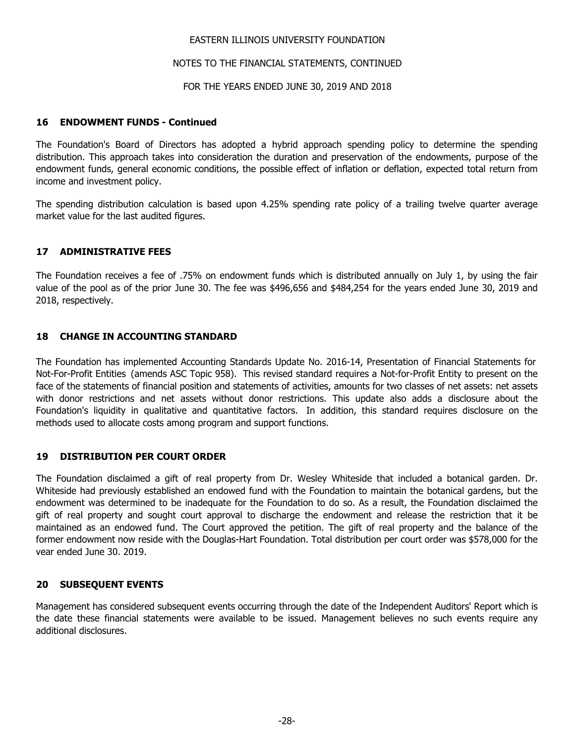EASTERN ILLINOIS UNIVERSITY FOUNDATION

NOTES TO THE FINANCIAL STATEMENTS, CONTINUED

FOR THE YEARS ENDED JUNE 30, 2019 AND 2018

## 16 ENDOWMENT FUNDS - Continued

The Foundation's Board of Directors has adopted a hybrid approach spending policy to determine the spending distribution. This approach takes into consideration the duration and preservation of the endowments, purpose of the endowment funds, general economic conditions, the possible effect of inflation or deflation, expected total return from income and investment policy.

The spending distribution calculation is based upon 4.25% spending rate policy of a trailing twelve quarter average market value for the last audited figures.

## 17 ADMINISTRATIVE FEES

The Foundation receives a fee of .75% on endowment funds which is distributed annually on July 1, by using the fair value of the pool as of the prior June 30. The fee was $496,656 and $484,254 for the years ended June 30, 2019 and 2018, respectively.

## 18 CHANGE IN ACCOUNTING STANDARD

The Foundation has implemented Accounting Standards Update No. 2016-14, Presentation of Financial Statements for Not-For-Profit Entities (amends ASC Topic 958). This revised standard requires a Not-for-Profit Entity to present on the face of the statements of financial position and statements of activities, amounts for two classes of net assets: net assets with donor restrictions and net assets without donor restrictions. This update also adds a disclosure about the Foundation's liquidity in qualitative and quantitative factors. In addition, this standard requires disclosure on the methods used to allocate costs among program and support functions.

## 19 DISTRIBUTION PER COURT ORDER

The Foundation disclaimed a gift of real property from Dr. Wesley Whiteside that included a botanical garden. Dr. Whiteside had previously established an endowed fund with the Foundation to maintain the botanical gardens, but the endowment was determined to be inadequate for the Foundation to do so. As a result, the Foundation disclaimed the gift of real property and sought court approval to discharge the endowment and release the restriction that it be maintained as an endowed fund. The Court approved the petition. The gift of real property and the balance of the former endowment now reside with the Douglas-Hart Foundation. Total distribution per court order was $578,000 for the year ended June 30, 2019.

## 20 SUBSEQUENT EVENTS

Management has considered subsequent events occurring through the date of the Independent Auditors' Report which is the date these financial statements were available to be issued. Management believes no such events require any additional disclosures.